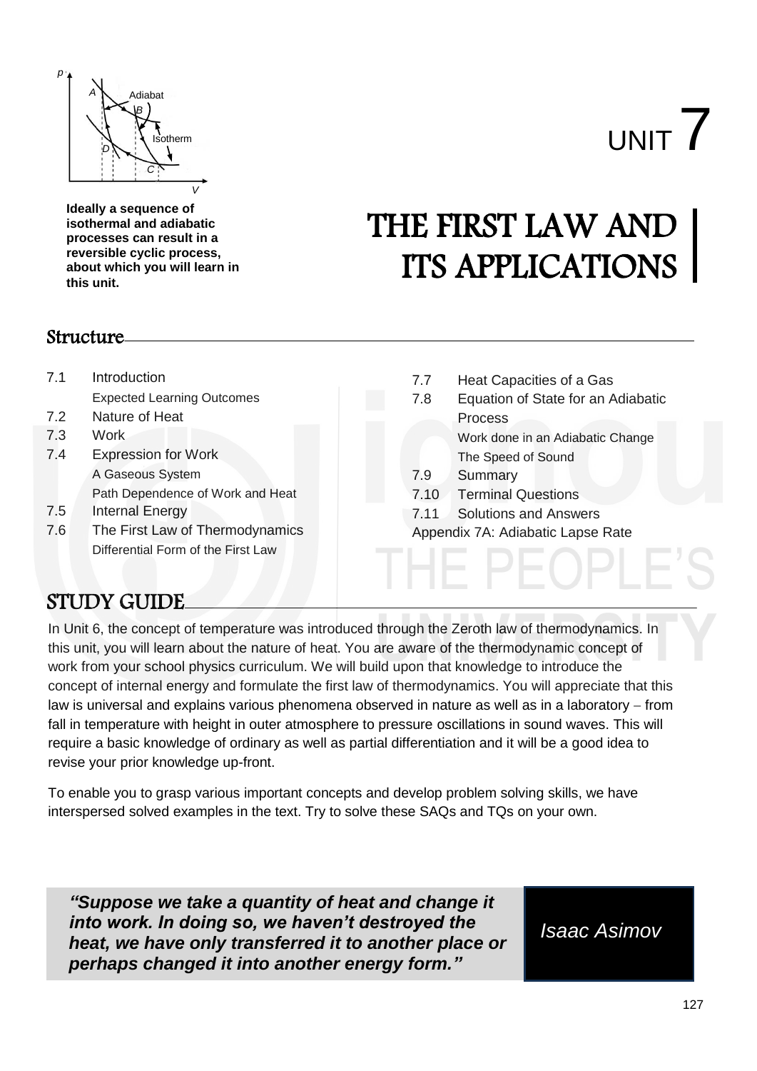Ideally a sequence of isothermal and adiabatic processes can result in a reversible cyclic process, about which you will learn in this unit.

# UNIT 7

# THE FIRST LAW AND ITS APPLICATIONS

## Structure

7.1 Introduction
  - Expected Learning Outcomes

7.2 Nature of Heat

7.3 Work

7.4 Expression for Work
  - A Gaseous System
  - Path Dependence of Work and Heat

7.5 Internal Energy

7.6 The First Law of Thermodynamics
  - Differential Form of the First Law

7.7 Heat Capacities of a Gas

7.8 Equation of State for an Adiabatic Process
  - Work done in an Adiabatic Change
  - The Speed of Sound

7.9 Summary

7.10 Terminal Questions

7.11 Solutions and Answers

Appendix 7A: Adiabatic Lapse Rate

## STUDY GUIDE

In Unit 6, the concept of temperature was introduced through the Zeroth law of thermodynamics. In this unit, you will learn about the nature of heat. You are aware of the thermodynamic concept of work from your school physics curriculum. We will build upon that knowledge to introduce the concept of internal energy and formulate the first law of thermodynamics. You will appreciate that this law is universal and explains various phenomena observed in nature as well as in a laboratory – from fall in temperature with height in outer atmosphere to pressure oscillations in sound waves. This will require a basic knowledge of ordinary as well as partial differentiation and it will be a good idea to revise your prior knowledge up-front.

To enable you to grasp various important concepts and develop problem solving skills, we have interspersed solved examples in the text. Try to solve these SAQs and TQs on your own.

> ***"Suppose we take a quantity of heat and change it into work. In doing so, we haven't destroyed the heat, we have only transferred it to another place or perhaps changed it into another energy form."***
>
> *Isaac Asimov*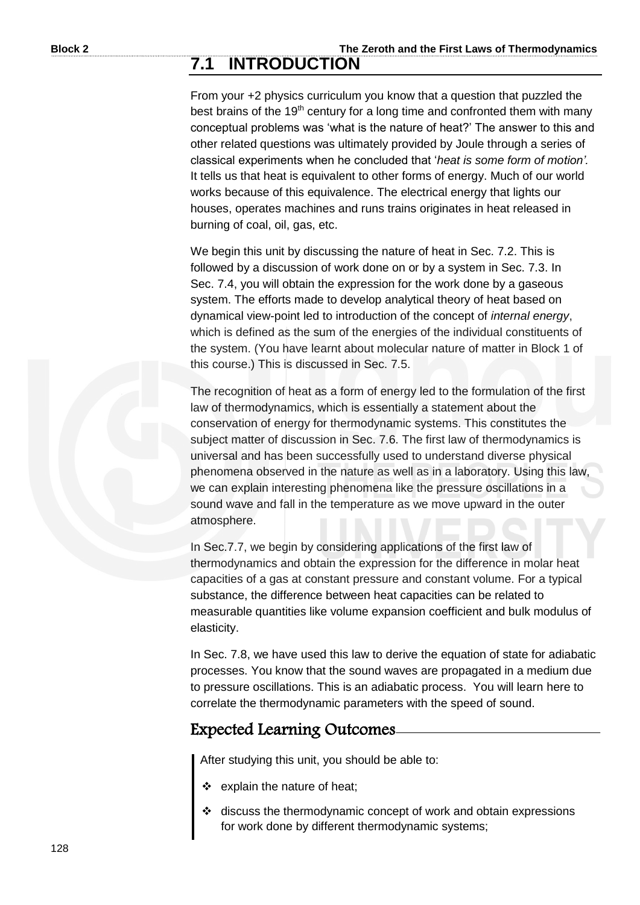## 7.1 INTRODUCTION

From your +2 physics curriculum you know that a question that puzzled the best brains of the 19th century for a long time and confronted them with many conceptual problems was 'what is the nature of heat?' The answer to this and other related questions was ultimately provided by Joule through a series of classical experiments when he concluded that '*heat is some form of motion'.* It tells us that heat is equivalent to other forms of energy. Much of our world works because of this equivalence. The electrical energy that lights our houses, operates machines and runs trains originates in heat released in burning of coal, oil, gas, etc.

We begin this unit by discussing the nature of heat in Sec. 7.2. This is followed by a discussion of work done on or by a system in Sec. 7.3. In Sec. 7.4, you will obtain the expression for the work done by a gaseous system. The efforts made to develop analytical theory of heat based on dynamical view-point led to introduction of the concept of *internal energy*, which is defined as the sum of the energies of the individual constituents of the system. (You have learnt about molecular nature of matter in Block 1 of this course.) This is discussed in Sec. 7.5.

The recognition of heat as a form of energy led to the formulation of the first law of thermodynamics, which is essentially a statement about the conservation of energy for thermodynamic systems. This constitutes the subject matter of discussion in Sec. 7.6. The first law of thermodynamics is universal and has been successfully used to understand diverse physical phenomena observed in the nature as well as in a laboratory. Using this law, we can explain interesting phenomena like the pressure oscillations in a sound wave and fall in the temperature as we move upward in the outer atmosphere.

In Sec.7.7, we begin by considering applications of the first law of thermodynamics and obtain the expression for the difference in molar heat capacities of a gas at constant pressure and constant volume. For a typical substance, the difference between heat capacities can be related to measurable quantities like volume expansion coefficient and bulk modulus of elasticity.

In Sec. 7.8, we have used this law to derive the equation of state for adiabatic processes. You know that the sound waves are propagated in a medium due to pressure oscillations. This is an adiabatic process. You will learn here to correlate the thermodynamic parameters with the speed of sound.

### Expected Learning Outcomes

After studying this unit, you should be able to:

- explain the nature of heat;
- discuss the thermodynamic concept of work and obtain expressions for work done by different thermodynamic systems;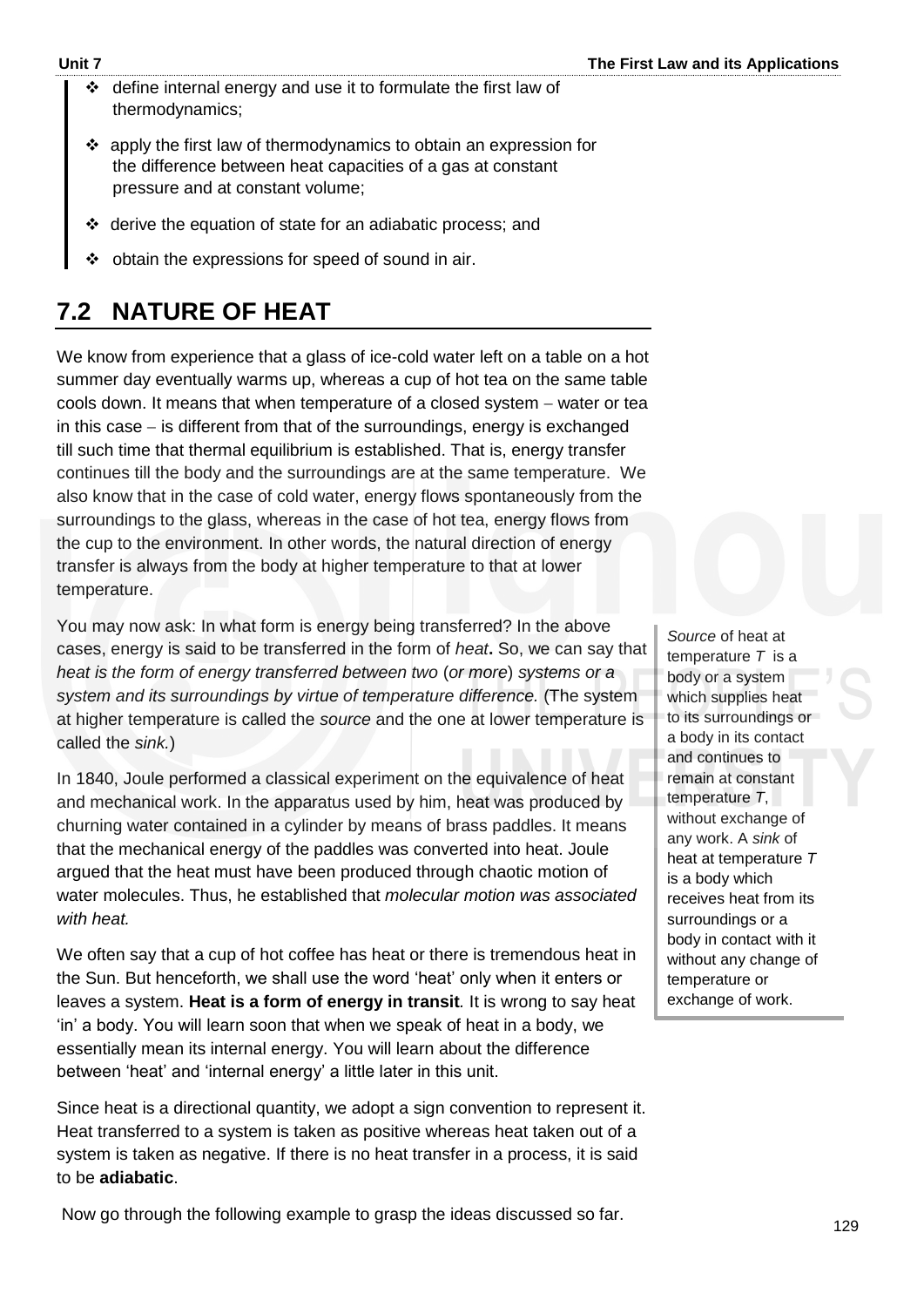- define internal energy and use it to formulate the first law of thermodynamics;
- apply the first law of thermodynamics to obtain an expression for the difference between heat capacities of a gas at constant pressure and at constant volume;
- derive the equation of state for an adiabatic process; and
- obtain the expressions for speed of sound in air.

## 7.2 NATURE OF HEAT

We know from experience that a glass of ice-cold water left on a table on a hot summer day eventually warms up, whereas a cup of hot tea on the same table cools down. It means that when temperature of a closed system – water or tea in this case – is different from that of the surroundings, energy is exchanged till such time that thermal equilibrium is established. That is, energy transfer continues till the body and the surroundings are at the same temperature. We also know that in the case of cold water, energy flows spontaneously from the surroundings to the glass, whereas in the case of hot tea, energy flows from the cup to the environment. In other words, the natural direction of energy transfer is always from the body at higher temperature to that at lower temperature.

You may now ask: In what form is energy being transferred? In the above cases, energy is said to be transferred in the form of *heat***.** So, we can say that *heat is the form of energy transferred between two* (*or more*) *systems or a system and its surroundings by virtue of temperature difference.* (The system at higher temperature is called the *source* and the one at lower temperature is called the *sink.*)

*Source* of heat at temperature $T$ is a body or a system which supplies heat to its surroundings or a body in its contact and continues to remain at constant temperature $T$, without exchange of any work. A *sink* of heat at temperature $T$ is a body which receives heat from its surroundings or a body in contact with it without any change of temperature or exchange of work.

In 1840, Joule performed a classical experiment on the equivalence of heat and mechanical work. In the apparatus used by him, heat was produced by churning water contained in a cylinder by means of brass paddles. It means that the mechanical energy of the paddles was converted into heat. Joule argued that the heat must have been produced through chaotic motion of water molecules. Thus, he established that *molecular motion was associated with heat.*

We often say that a cup of hot coffee has heat or there is tremendous heat in the Sun. But henceforth, we shall use the word 'heat' only when it enters or leaves a system. **Heat is a form of energy in transit**. It is wrong to say heat 'in' a body. You will learn soon that when we speak of heat in a body, we essentially mean its internal energy. You will learn about the difference between 'heat' and 'internal energy' a little later in this unit.

Since heat is a directional quantity, we adopt a sign convention to represent it. Heat transferred to a system is taken as positive whereas heat taken out of a system is taken as negative. If there is no heat transfer in a process, it is said to be **adiabatic**.

Now go through the following example to grasp the ideas discussed so far.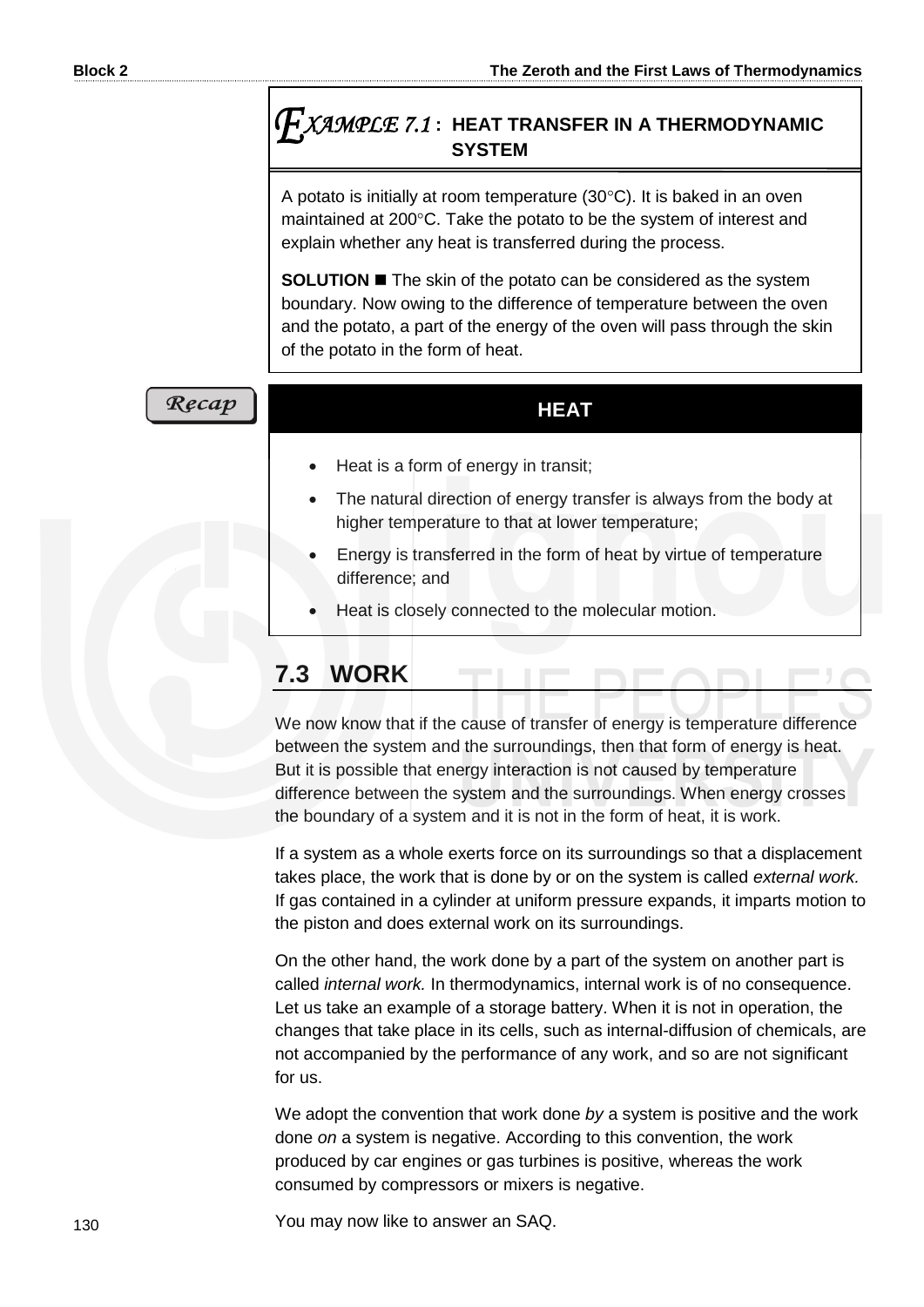## EXAMPLE 7.1 : HEAT TRANSFER IN A THERMODYNAMIC SYSTEM

A potato is initially at room temperature (30°C). It is baked in an oven maintained at 200°C. Take the potato to be the system of interest and explain whether any heat is transferred during the process.

**SOLUTION** ■ The skin of the potato can be considered as the system boundary. Now owing to the difference of temperature between the oven and the potato, a part of the energy of the oven will pass through the skin of the potato in the form of heat.

*Recap*

### HEAT

- Heat is a form of energy in transit;
- The natural direction of energy transfer is always from the body at higher temperature to that at lower temperature;
- Energy is transferred in the form of heat by virtue of temperature difference; and
- Heat is closely connected to the molecular motion.

## 7.3 WORK

We now know that if the cause of transfer of energy is temperature difference between the system and the surroundings, then that form of energy is heat. But it is possible that energy interaction is not caused by temperature difference between the system and the surroundings. When energy crosses the boundary of a system and it is not in the form of heat, it is work.

If a system as a whole exerts force on its surroundings so that a displacement takes place, the work that is done by or on the system is called *external work.* If gas contained in a cylinder at uniform pressure expands, it imparts motion to the piston and does external work on its surroundings.

On the other hand, the work done by a part of the system on another part is called *internal work.* In thermodynamics, internal work is of no consequence. Let us take an example of a storage battery. When it is not in operation, the changes that take place in its cells, such as internal-diffusion of chemicals, are not accompanied by the performance of any work, and so are not significant for us.

We adopt the convention that work done *by* a system is positive and the work done *on* a system is negative. According to this convention, the work produced by car engines or gas turbines is positive, whereas the work consumed by compressors or mixers is negative.

You may now like to answer an SAQ.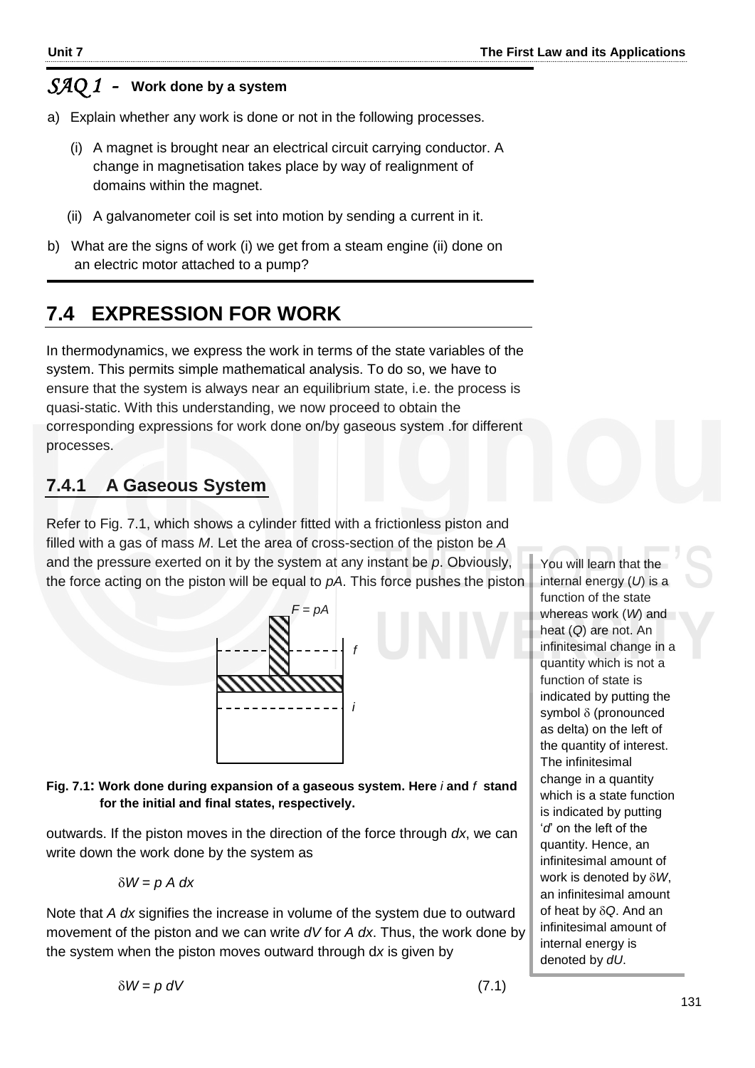*SAQ 1* **- Work done by a system**

a) Explain whether any work is done or not in the following processes.

   (i) A magnet is brought near an electrical circuit carrying conductor. A change in magnetisation takes place by way of realignment of domains within the magnet.

   (ii) A galvanometer coil is set into motion by sending a current in it.

b) What are the signs of work (i) we get from a steam engine (ii) done on an electric motor attached to a pump?

## 7.4 EXPRESSION FOR WORK

In thermodynamics, we express the work in terms of the state variables of the system. This permits simple mathematical analysis. To do so, we have to ensure that the system is always near an equilibrium state, i.e. the process is quasi-static. With this understanding, we now proceed to obtain the corresponding expressions for work done on/by gaseous system .for different processes.

### 7.4.1 A Gaseous System

Refer to Fig. 7.1, which shows a cylinder fitted with a frictionless piston and filled with a gas of mass $M$. Let the area of cross-section of the piston be $A$ and the pressure exerted on it by the system at any instant be $p$. Obviously, the force acting on the piston will be equal to $pA$. This force pushes the piston outwards. If the piston moves in the direction of the force through $dx$, we can write down the work done by the system as

**Fig. 7.1: Work done during expansion of a gaseous system. Here** *i* **and** *f* **stand for the initial and final states, respectively.**

$$\delta W = p\,A\,dx$$

Note that $A\,dx$ signifies the increase in volume of the system due to outward movement of the piston and we can write $dV$ for $A\,dx$. Thus, the work done by the system when the piston moves outward through $dx$ is given by

$$\delta W = p\,dV \qquad (7.1)$$

You will learn that the internal energy ($U$) is a function of the state whereas work ($W$) and heat ($Q$) are not. An infinitesimal change in a quantity which is not a function of state is indicated by putting the symbol $\delta$ (pronounced as delta) on the left of the quantity of interest. The infinitesimal change in a quantity which is a state function is indicated by putting '$d$' on the left of the quantity. Hence, an infinitesimal amount of work is denoted by $\delta W$, an infinitesimal amount of heat by $\delta Q$. And an infinitesimal amount of internal energy is denoted by $dU$.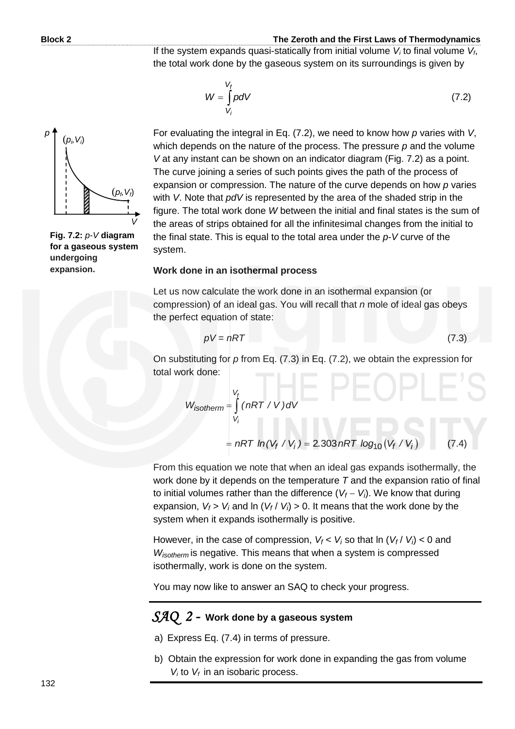If the system expands quasi-statically from initial volume $V_i$ to final volume $V_f$, the total work done by the gaseous system on its surroundings is given by

$$W = \int_{V_i}^{V_f} p\,dV \tag{7.2}$$

**Fig. 7.2:** *p-V* **diagram for a gaseous system undergoing expansion.**

For evaluating the integral in Eq. (7.2), we need to know how $p$ varies with $V$, which depends on the nature of the process. The pressure $p$ and the volume $V$ at any instant can be shown on an indicator diagram (Fig. 7.2) as a point. The curve joining a series of such points gives the path of the process of expansion or compression. The nature of the curve depends on how $p$ varies with $V$. Note that $pdV$ is represented by the area of the shaded strip in the figure. The total work done $W$ between the initial and final states is the sum of the areas of strips obtained for all the infinitesimal changes from the initial to the final state. This is equal to the total area under the $p$-$V$ curve of the system.

**Work done in an isothermal process**

Let us now calculate the work done in an isothermal expansion (or compression) of an ideal gas. You will recall that $n$ mole of ideal gas obeys the perfect equation of state:

$$pV = nRT \tag{7.3}$$

On substituting for $p$ from Eq. (7.3) in Eq. (7.2), we obtain the expression for total work done:

$$W_{isotherm} = \int_{V_i}^{V_f} (nRT/V)\,dV$$

$$= nRT\, \ln(V_f / V_i) = 2.303\, nRT\, \log_{10}(V_f / V_i) \tag{7.4}$$

From this equation we note that when an ideal gas expands isothermally, the work done by it depends on the temperature $T$ and the expansion ratio of final to initial volumes rather than the difference $(V_f - V_i)$. We know that during expansion, $V_f > V_i$ and $\ln(V_f / V_i) > 0$. It means that the work done by the system when it expands isothermally is positive.

However, in the case of compression, $V_f < V_i$ so that $\ln(V_f / V_i) < 0$ and $W_{isotherm}$ is negative. This means that when a system is compressed isothermally, work is done on the system.

You may now like to answer an SAQ to check your progress.

### *SAQ 2* – Work done by a gaseous system

a) Express Eq. (7.4) in terms of pressure.

b) Obtain the expression for work done in expanding the gas from volume $V_i$ to $V_f$ in an isobaric process.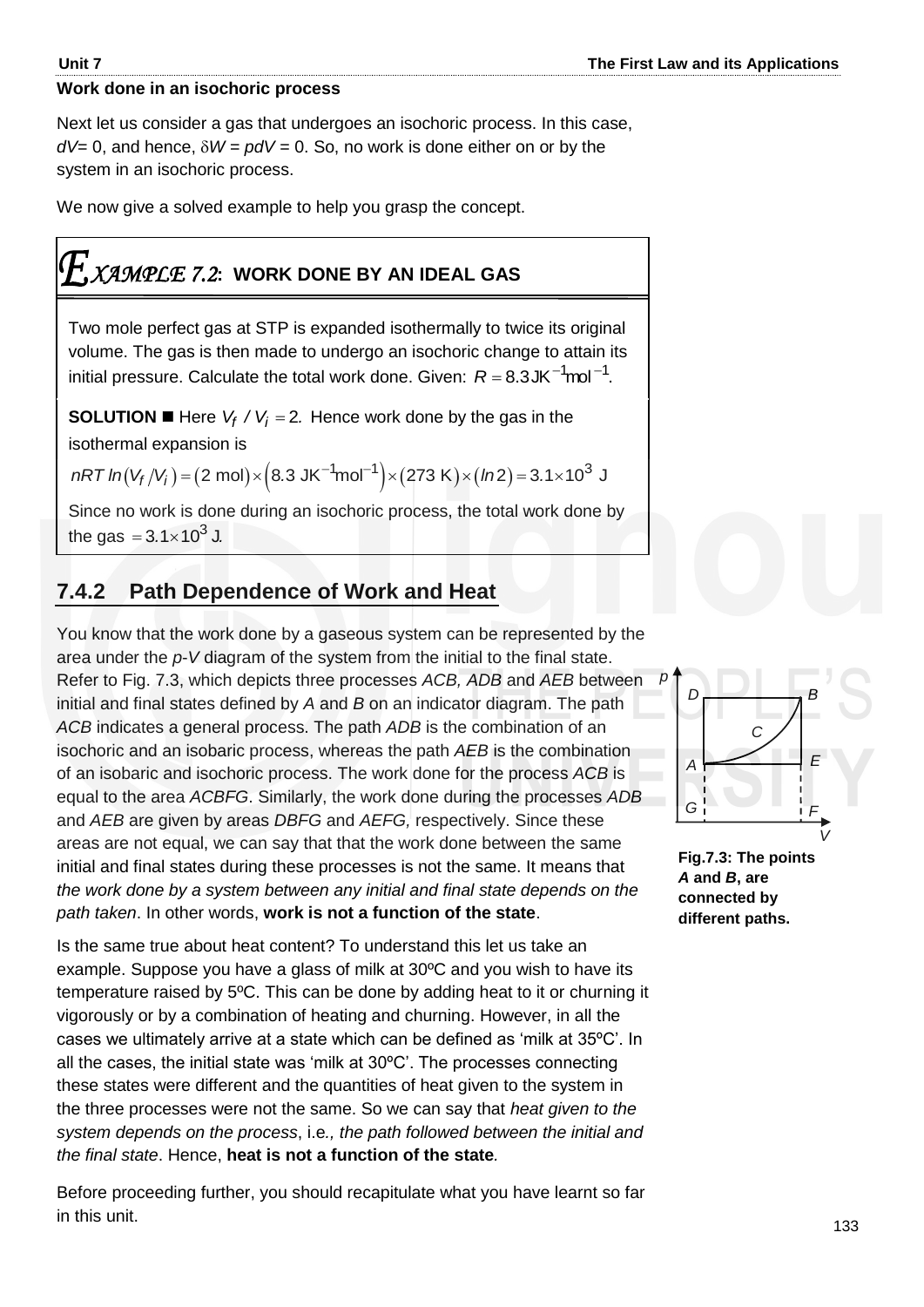**Work done in an isochoric process**

Next let us consider a gas that undergoes an isochoric process. In this case, $dV = 0$, and hence, $\delta W = pdV = 0$. So, no work is done either on or by the system in an isochoric process.

We now give a solved example to help you grasp the concept.

## EXAMPLE 7.2: WORK DONE BY AN IDEAL GAS

Two mole perfect gas at STP is expanded isothermally to twice its original volume. The gas is then made to undergo an isochoric change to attain its initial pressure. Calculate the total work done. Given: $R = 8.3\,\text{JK}^{-1}\text{mol}^{-1}$.

**SOLUTION** ■ Here $V_f / V_i = 2$. Hence work done by the gas in the isothermal expansion is

$$nRT\, ln(V_f / V_i) = (2\text{ mol}) \times (8.3\text{ JK}^{-1}\text{mol}^{-1}) \times (273\text{ K}) \times (ln\, 2) = 3.1 \times 10^3\text{ J}$$

Since no work is done during an isochoric process, the total work done by the gas $= 3.1 \times 10^3$ J.

### 7.4.2 Path Dependence of Work and Heat

You know that the work done by a gaseous system can be represented by the area under the *p-V* diagram of the system from the initial to the final state. Refer to Fig. 7.3, which depicts three processes *ACB, ADB* and *AEB* between initial and final states defined by *A* and *B* on an indicator diagram. The path *ACB* indicates a general process. The path *ADB* is the combination of an isochoric and an isobaric process, whereas the path *AEB* is the combination of an isobaric and isochoric process. The work done for the process *ACB* is equal to the area *ACBFG*. Similarly, the work done during the processes *ADB* and *AEB* are given by areas *DBFG* and *AEFG,* respectively. Since these areas are not equal, we can say that that the work done between the same initial and final states during these processes is not the same. It means that *the work done by a system between any initial and final state depends on the path taken*. In other words, **work is not a function of the state**.

**Fig.7.3: The points *A* and *B*, are connected by different paths.**

Is the same true about heat content? To understand this let us take an example. Suppose you have a glass of milk at 30ºC and you wish to have its temperature raised by 5ºC. This can be done by adding heat to it or churning it vigorously or by a combination of heating and churning. However, in all the cases we ultimately arrive at a state which can be defined as 'milk at 35ºC'. In all the cases, the initial state was 'milk at 30ºC'. The processes connecting these states were different and the quantities of heat given to the system in the three processes were not the same. So we can say that *heat given to the system depends on the process*, i.e*., the path followed between the initial and the final state*. Hence, **heat is not a function of the state***.*

Before proceeding further, you should recapitulate what you have learnt so far in this unit.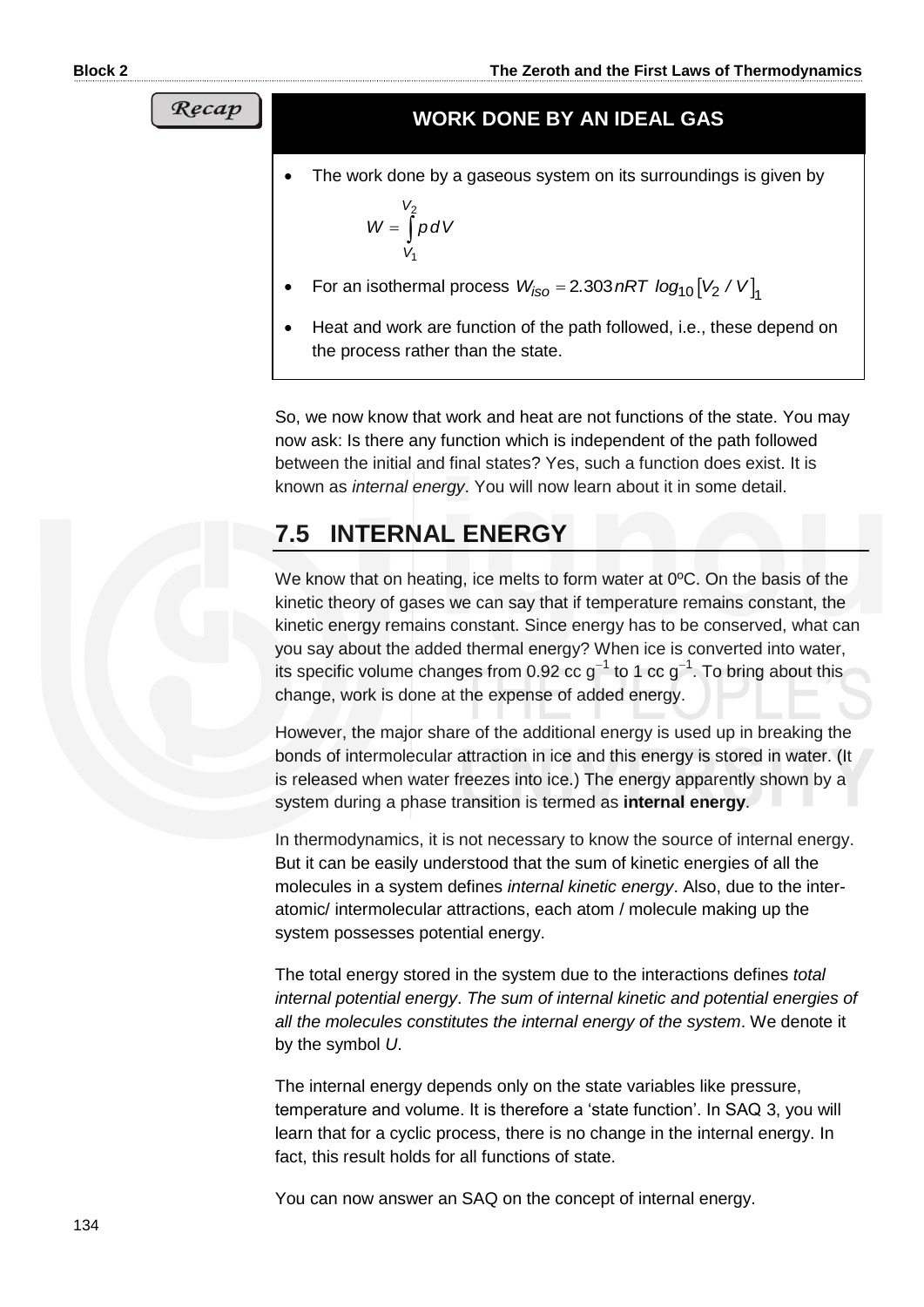Recap

### WORK DONE BY AN IDEAL GAS

- The work done by a gaseous system on its surroundings is given by

$$W = \int_{V_1}^{V_2} p\,dV$$

- For an isothermal process $W_{iso} = 2.303\,nRT\ \log_{10}[V_2 / V]_1$
- Heat and work are function of the path followed, i.e., these depend on the process rather than the state.

So, we now know that work and heat are not functions of the state. You may now ask: Is there any function which is independent of the path followed between the initial and final states? Yes, such a function does exist. It is known as *internal energy*. You will now learn about it in some detail.

## 7.5 INTERNAL ENERGY

We know that on heating, ice melts to form water at 0ºC. On the basis of the kinetic theory of gases we can say that if temperature remains constant, the kinetic energy remains constant. Since energy has to be conserved, what can you say about the added thermal energy? When ice is converted into water, its specific volume changes from 0.92 cc $g^{-1}$ to 1 cc $g^{-1}$. To bring about this change, work is done at the expense of added energy.

However, the major share of the additional energy is used up in breaking the bonds of intermolecular attraction in ice and this energy is stored in water. (It is released when water freezes into ice.) The energy apparently shown by a system during a phase transition is termed as **internal energy**.

In thermodynamics, it is not necessary to know the source of internal energy. But it can be easily understood that the sum of kinetic energies of all the molecules in a system defines *internal kinetic energy*. Also, due to the inter-atomic/ intermolecular attractions, each atom / molecule making up the system possesses potential energy.

The total energy stored in the system due to the interactions defines *total internal potential energy*. *The sum of internal kinetic and potential energies of all the molecules constitutes the internal energy of the system*. We denote it by the symbol *U*.

The internal energy depends only on the state variables like pressure, temperature and volume. It is therefore a 'state function'. In SAQ 3, you will learn that for a cyclic process, there is no change in the internal energy. In fact, this result holds for all functions of state.

You can now answer an SAQ on the concept of internal energy.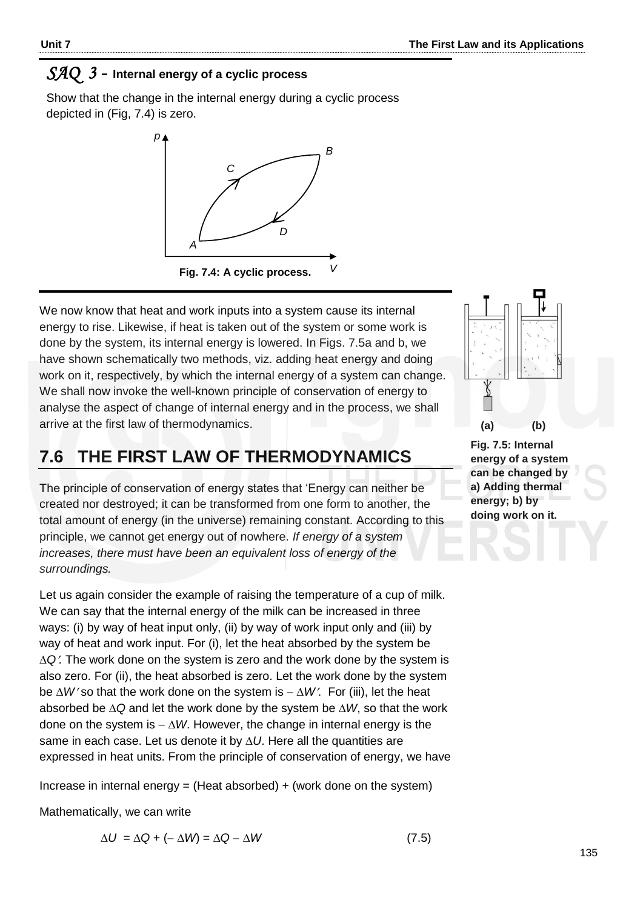## *SAQ 3* – Internal energy of a cyclic process

Show that the change in the internal energy during a cyclic process depicted in (Fig, 7.4) is zero.

**Fig. 7.4: A cyclic process.**

We now know that heat and work inputs into a system cause its internal energy to rise. Likewise, if heat is taken out of the system or some work is done by the system, its internal energy is lowered. In Figs. 7.5a and b, we have shown schematically two methods, viz. adding heat energy and doing work on it, respectively, by which the internal energy of a system can change. We shall now invoke the well-known principle of conservation of energy to analyse the aspect of change of internal energy and in the process, we shall arrive at the first law of thermodynamics.

**Fig. 7.5: Internal energy of a system can be changed by a) Adding thermal energy; b) by doing work on it.**

## 7.6 THE FIRST LAW OF THERMODYNAMICS

The principle of conservation of energy states that 'Energy can neither be created nor destroyed; it can be transformed from one form to another, the total amount of energy (in the universe) remaining constant. According to this principle, we cannot get energy out of nowhere. *If energy of a system increases, there must have been an equivalent loss of energy of the surroundings.*

Let us again consider the example of raising the temperature of a cup of milk. We can say that the internal energy of the milk can be increased in three ways: (i) by way of heat input only, (ii) by way of work input only and (iii) by way of heat and work input. For (i), let the heat absorbed by the system be $\Delta Q'$. The work done on the system is zero and the work done by the system is also zero. For (ii), the heat absorbed is zero. Let the work done by the system be $\Delta W'$ so that the work done on the system is $-\Delta W'$. For (iii), let the heat absorbed be $\Delta Q$ and let the work done by the system be $\Delta W$, so that the work done on the system is $-\Delta W$. However, the change in internal energy is the same in each case. Let us denote it by $\Delta U$. Here all the quantities are expressed in heat units. From the principle of conservation of energy, we have

Increase in internal energy = (Heat absorbed) + (work done on the system)

Mathematically, we can write

$$\Delta U = \Delta Q + (-\Delta W) = \Delta Q - \Delta W \tag{7.5}$$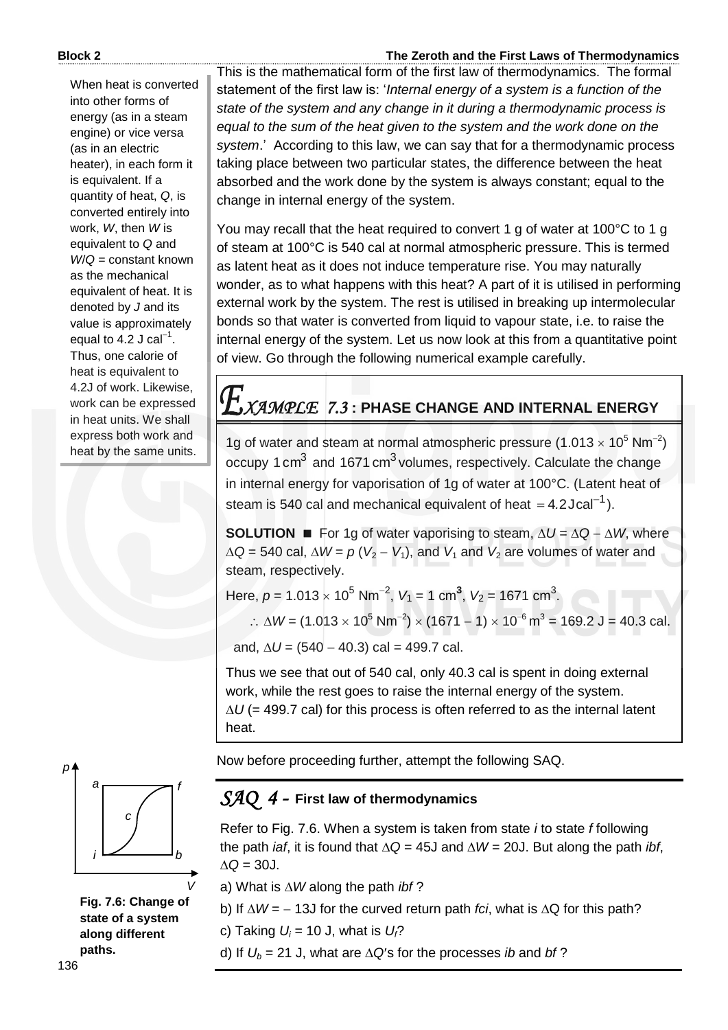This is the mathematical form of the first law of thermodynamics. The formal statement of the first law is: '*Internal energy of a system is a function of the state of the system and any change in it during a thermodynamic process is equal to the sum of the heat given to the system and the work done on the system*.' According to this law, we can say that for a thermodynamic process taking place between two particular states, the difference between the heat absorbed and the work done by the system is always constant; equal to the change in internal energy of the system.

When heat is converted into other forms of energy (as in a steam engine) or vice versa (as in an electric heater), in each form it is equivalent. If a quantity of heat, $Q$, is converted entirely into work, $W$, then $W$ is equivalent to $Q$ and $W/Q$ = constant known as the mechanical equivalent of heat. It is denoted by $J$ and its value is approximately equal to $4.2\ \text{J cal}^{-1}$. Thus, one calorie of heat is equivalent to 4.2J of work. Likewise, work can be expressed in heat units. We shall express both work and heat by the same units.

You may recall that the heat required to convert 1 g of water at 100°C to 1 g of steam at 100°C is 540 cal at normal atmospheric pressure. This is termed as latent heat as it does not induce temperature rise. You may naturally wonder, as to what happens with this heat? A part of it is utilised in performing external work by the system. The rest is utilised in breaking up intermolecular bonds so that water is converted from liquid to vapour state, i.e. to raise the internal energy of the system. Let us now look at this from a quantitative point of view. Go through the following numerical example carefully.

## *EXAMPLE 7.3* : PHASE CHANGE AND INTERNAL ENERGY

1g of water and steam at normal atmospheric pressure ($1.013 \times 10^5\ \text{Nm}^{-2}$) occupy $1\ \text{cm}^3$ and $1671\ \text{cm}^3$ volumes, respectively. Calculate the change in internal energy for vaporisation of 1g of water at 100°C. (Latent heat of steam is 540 cal and mechanical equivalent of heat $= 4.2\ \text{J cal}^{-1}$).

**SOLUTION** ■ For 1g of water vaporising to steam, $\Delta U = \Delta Q - \Delta W$, where $\Delta Q$ = 540 cal, $\Delta W = p\,(V_2 - V_1)$, and $V_1$ and $V_2$ are volumes of water and steam, respectively.

Here, $p = 1.013 \times 10^5\ \text{Nm}^{-2}$, $V_1 = 1\ \text{cm}^3$, $V_2 = 1671\ \text{cm}^3$.

$$\therefore\ \Delta W = (1.013 \times 10^5\ \text{Nm}^{-2}) \times (1671 - 1) \times 10^{-6}\ \text{m}^3 = 169.2\ \text{J} = 40.3\ \text{cal.}$$

and, $\Delta U = (540 - 40.3)$ cal = 499.7 cal.

Thus we see that out of 540 cal, only 40.3 cal is spent in doing external work, while the rest goes to raise the internal energy of the system. $\Delta U$ (= 499.7 cal) for this process is often referred to as the internal latent heat.

Now before proceeding further, attempt the following SAQ.

## *SAQ 4* – First law of thermodynamics

Refer to Fig. 7.6. When a system is taken from state $i$ to state $f$ following the path $iaf$, it is found that $\Delta Q$ = 45J and $\Delta W$ = 20J. But along the path $ibf$, $\Delta Q$ = 30J.

a) What is $\Delta W$ along the path $ibf$ ?

b) If $\Delta W = -13$J for the curved return path $fci$, what is $\Delta Q$ for this path?

c) Taking $U_i$ = 10 J, what is $U_f$?

d) If $U_b$ = 21 J, what are $\Delta Q$'s for the processes $ib$ and $bf$ ?

**Fig. 7.6: Change of state of a system along different paths.**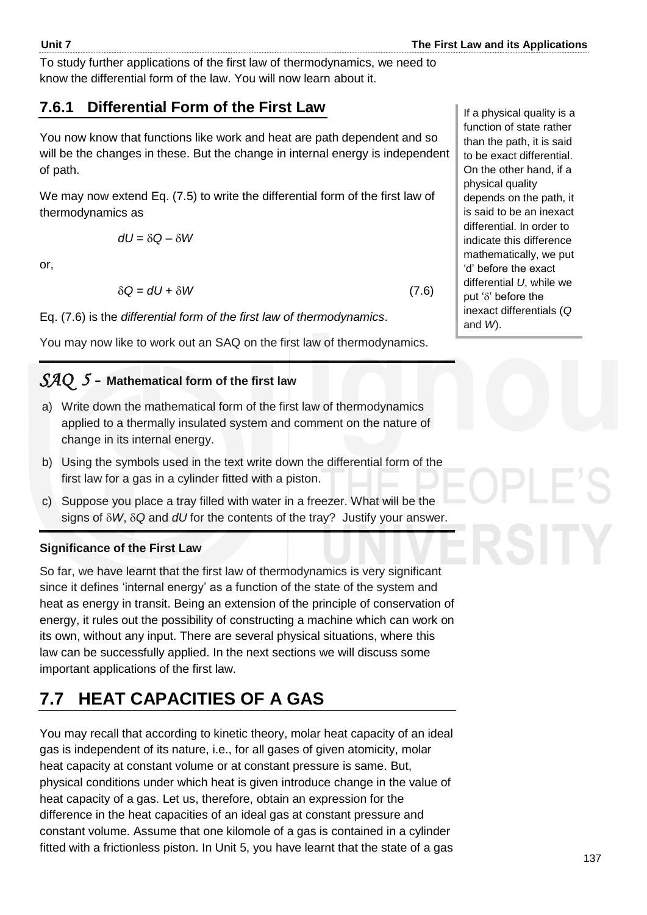To study further applications of the first law of thermodynamics, we need to know the differential form of the law. You will now learn about it.

### 7.6.1 Differential Form of the First Law

You now know that functions like work and heat are path dependent and so will be the changes in these. But the change in internal energy is independent of path.

We may now extend Eq. (7.5) to write the differential form of the first law of thermodynamics as

$$dU = \delta Q - \delta W$$

or,

$$\delta Q = dU + \delta W \tag{7.6}$$

Eq. (7.6) is the *differential form of the first law of thermodynamics*.

If a physical quality is a function of state rather than the path, it is said to be exact differential. On the other hand, if a physical quality depends on the path, it is said to be an inexact differential. In order to indicate this difference mathematically, we put 'd' before the exact differential $U$, while we put '$\delta$' before the inexact differentials ($Q$ and $W$).

You may now like to work out an SAQ on the first law of thermodynamics.

***SAQ 5* – Mathematical form of the first law**

a) Write down the mathematical form of the first law of thermodynamics applied to a thermally insulated system and comment on the nature of change in its internal energy.

b) Using the symbols used in the text write down the differential form of the first law for a gas in a cylinder fitted with a piston.

c) Suppose you place a tray filled with water in a freezer. What will be the signs of $\delta W$, $\delta Q$ and $dU$ for the contents of the tray? Justify your answer.

**Significance of the First Law**

So far, we have learnt that the first law of thermodynamics is very significant since it defines 'internal energy' as a function of the state of the system and heat as energy in transit. Being an extension of the principle of conservation of energy, it rules out the possibility of constructing a machine which can work on its own, without any input. There are several physical situations, where this law can be successfully applied. In the next sections we will discuss some important applications of the first law.

## 7.7 HEAT CAPACITIES OF A GAS

You may recall that according to kinetic theory, molar heat capacity of an ideal gas is independent of its nature, i.e., for all gases of given atomicity, molar heat capacity at constant volume or at constant pressure is same. But, physical conditions under which heat is given introduce change in the value of heat capacity of a gas. Let us, therefore, obtain an expression for the difference in the heat capacities of an ideal gas at constant pressure and constant volume. Assume that one kilomole of a gas is contained in a cylinder fitted with a frictionless piston. In Unit 5, you have learnt that the state of a gas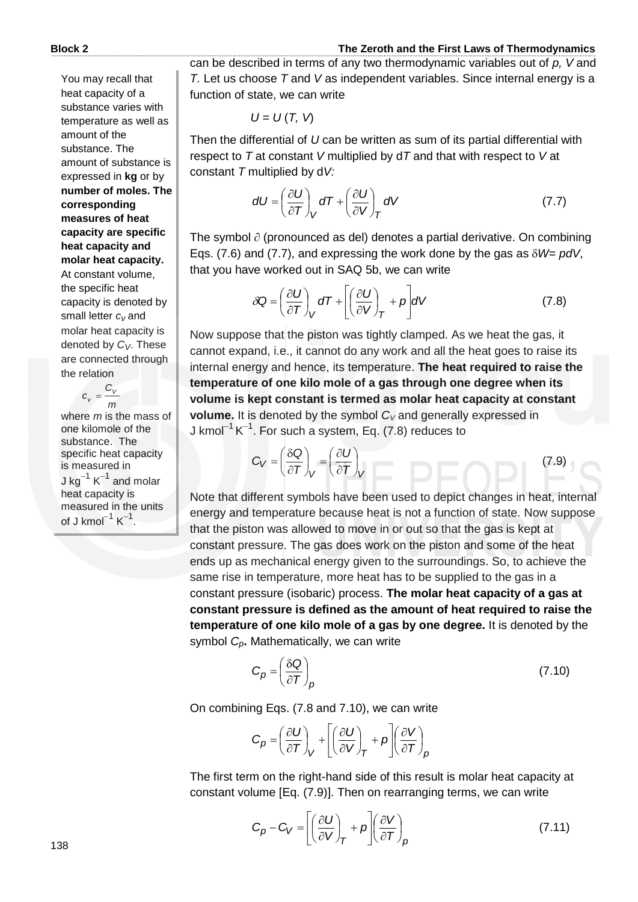can be described in terms of any two thermodynamic variables out of *p, V* and *T.* Let us choose *T* and *V* as independent variables. Since internal energy is a function of state, we can write

$$U = U(T, V)$$

Then the differential of *U* can be written as sum of its partial differential with respect to *T* at constant *V* multiplied by d*T* and that with respect to *V* at constant *T* multiplied by d*V:*

$$dU = \left(\frac{\partial U}{\partial T}\right)_V dT + \left(\frac{\partial U}{\partial V}\right)_T dV \tag{7.7}$$

The symbol $\partial$ (pronounced as del) denotes a partial derivative. On combining Eqs. (7.6) and (7.7), and expressing the work done by the gas as $\delta W = pdV$, that you have worked out in SAQ 5b, we can write

$$\delta Q = \left(\frac{\partial U}{\partial T}\right)_V dT + \left[\left(\frac{\partial U}{\partial V}\right)_T + p\right] dV \tag{7.8}$$

Now suppose that the piston was tightly clamped. As we heat the gas, it cannot expand, i.e., it cannot do any work and all the heat goes to raise its internal energy and hence, its temperature. **The heat required to raise the temperature of one kilo mole of a gas through one degree when its volume is kept constant is termed as molar heat capacity at constant volume.** It is denoted by the symbol $C_V$ and generally expressed in J kmol$^{-1}$ K$^{-1}$. For such a system, Eq. (7.8) reduces to

$$C_V = \left(\frac{\delta Q}{\partial T}\right)_V = \left(\frac{\partial U}{\partial T}\right)_V \tag{7.9}$$

Note that different symbols have been used to depict changes in heat, internal energy and temperature because heat is not a function of state. Now suppose that the piston was allowed to move in or out so that the gas is kept at constant pressure. The gas does work on the piston and some of the heat ends up as mechanical energy given to the surroundings. So, to achieve the same rise in temperature, more heat has to be supplied to the gas in a constant pressure (isobaric) process. **The molar heat capacity of a gas at constant pressure is defined as the amount of heat required to raise the temperature of one kilo mole of a gas by one degree.** It is denoted by the symbol $C_p$**.** Mathematically, we can write

$$C_p = \left(\frac{\delta Q}{\partial T}\right)_p \tag{7.10}$$

On combining Eqs. (7.8 and 7.10), we can write

$$C_p = \left(\frac{\partial U}{\partial T}\right)_V + \left[\left(\frac{\partial U}{\partial V}\right)_T + p\right]\left(\frac{\partial V}{\partial T}\right)_p$$

The first term on the right-hand side of this result is molar heat capacity at constant volume [Eq. (7.9)]. Then on rearranging terms, we can write

$$C_p - C_V = \left[\left(\frac{\partial U}{\partial V}\right)_T + p\right]\left(\frac{\partial V}{\partial T}\right)_p \tag{7.11}$$

You may recall that heat capacity of a substance varies with temperature as well as amount of the substance. The amount of substance is expressed in **kg** or by **number of moles. The corresponding measures of heat capacity are specific heat capacity and molar heat capacity.** At constant volume, the specific heat capacity is denoted by small letter $c_V$ and molar heat capacity is denoted by $C_V$. These are connected through the relation

$$c_v = \frac{C_V}{m}$$

where *m* is the mass of one kilomole of the substance. The specific heat capacity is measured in J kg$^{-1}$ K$^{-1}$ and molar heat capacity is measured in the units of J kmol$^{-1}$ K$^{-1}$.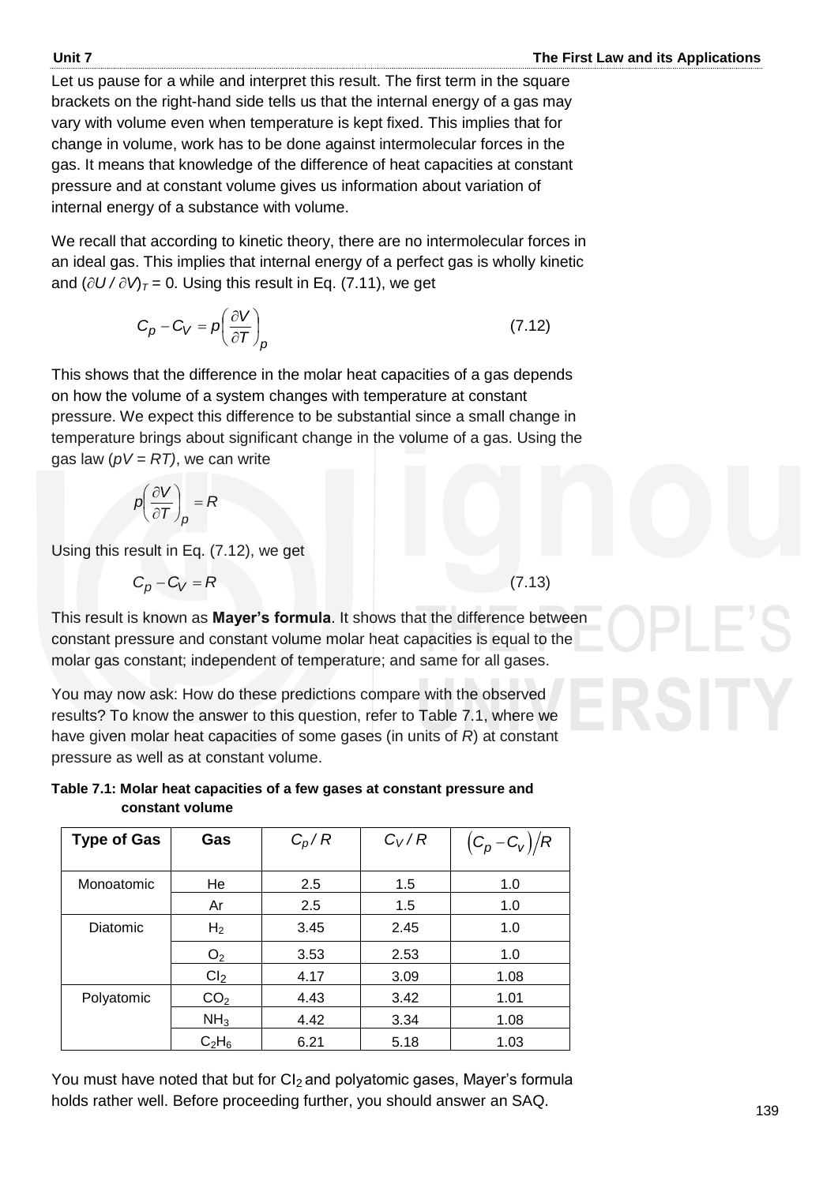Let us pause for a while and interpret this result. The first term in the square brackets on the right-hand side tells us that the internal energy of a gas may vary with volume even when temperature is kept fixed. This implies that for change in volume, work has to be done against intermolecular forces in the gas. It means that knowledge of the difference of heat capacities at constant pressure and at constant volume gives us information about variation of internal energy of a substance with volume.

We recall that according to kinetic theory, there are no intermolecular forces in an ideal gas. This implies that internal energy of a perfect gas is wholly kinetic and $(\partial U / \partial V)_T = 0$. Using this result in Eq. (7.11), we get

$$C_p - C_V = p\left(\frac{\partial V}{\partial T}\right)_p \tag{7.12}$$

This shows that the difference in the molar heat capacities of a gas depends on how the volume of a system changes with temperature at constant pressure. We expect this difference to be substantial since a small change in temperature brings about significant change in the volume of a gas. Using the gas law ($pV = RT$), we can write

$$p\left(\frac{\partial V}{\partial T}\right)_p = R$$

Using this result in Eq. (7.12), we get

$$C_p - C_V = R \tag{7.13}$$

This result is known as **Mayer's formula**. It shows that the difference between constant pressure and constant volume molar heat capacities is equal to the molar gas constant; independent of temperature; and same for all gases.

You may now ask: How do these predictions compare with the observed results? To know the answer to this question, refer to Table 7.1, where we have given molar heat capacities of some gases (in units of $R$) at constant pressure as well as at constant volume.

**Table 7.1: Molar heat capacities of a few gases at constant pressure and constant volume**

| Type of Gas | Gas | $C_p/R$ | $C_V/R$ | $(C_p - C_v)/R$ |
|---|---|---|---|---|
| Monoatomic | He | 2.5 | 1.5 | 1.0 |
| | Ar | 2.5 | 1.5 | 1.0 |
| Diatomic | $H_2$ | 3.45 | 2.45 | 1.0 |
| | $O_2$ | 3.53 | 2.53 | 1.0 |
| | $Cl_2$ | 4.17 | 3.09 | 1.08 |
| Polyatomic | $CO_2$ | 4.43 | 3.42 | 1.01 |
| | $NH_3$ | 4.42 | 3.34 | 1.08 |
| | $C_2H_6$ | 6.21 | 5.18 | 1.03 |

You must have noted that but for $Cl_2$ and polyatomic gases, Mayer's formula holds rather well. Before proceeding further, you should answer an SAQ.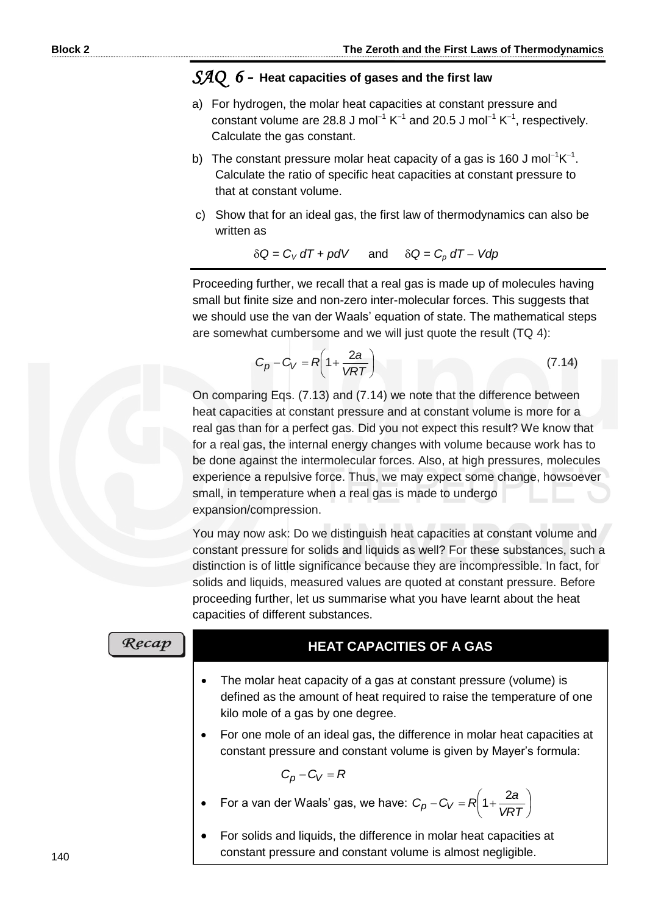## SAQ 6 – Heat capacities of gases and the first law

a) For hydrogen, the molar heat capacities at constant pressure and constant volume are 28.8 J mol$^{-1}$ K$^{-1}$ and 20.5 J mol$^{-1}$ K$^{-1}$, respectively. Calculate the gas constant.

b) The constant pressure molar heat capacity of a gas is 160 J mol$^{-1}$K$^{-1}$. Calculate the ratio of specific heat capacities at constant pressure to that at constant volume.

c) Show that for an ideal gas, the first law of thermodynamics can also be written as

$$\delta Q = C_V\, dT + pdV \quad \text{and} \quad \delta Q = C_p\, dT - Vdp$$

Proceeding further, we recall that a real gas is made up of molecules having small but finite size and non-zero inter-molecular forces. This suggests that we should use the van der Waals' equation of state. The mathematical steps are somewhat cumbersome and we will just quote the result (TQ 4):

$$C_p - C_V = R\left(1 + \frac{2a}{VRT}\right) \tag{7.14}$$

On comparing Eqs. (7.13) and (7.14) we note that the difference between heat capacities at constant pressure and at constant volume is more for a real gas than for a perfect gas. Did you not expect this result? We know that for a real gas, the internal energy changes with volume because work has to be done against the intermolecular forces. Also, at high pressures, molecules experience a repulsive force. Thus, we may expect some change, howsoever small, in temperature when a real gas is made to undergo expansion/compression.

You may now ask: Do we distinguish heat capacities at constant volume and constant pressure for solids and liquids as well? For these substances, such a distinction is of little significance because they are incompressible. In fact, for solids and liquids, measured values are quoted at constant pressure. Before proceeding further, let us summarise what you have learnt about the heat capacities of different substances.

*Recap*

### HEAT CAPACITIES OF A GAS

- The molar heat capacity of a gas at constant pressure (volume) is defined as the amount of heat required to raise the temperature of one kilo mole of a gas by one degree.
- For one mole of an ideal gas, the difference in molar heat capacities at constant pressure and constant volume is given by Mayer's formula:

  $$C_p - C_V = R$$

- For a van der Waals' gas, we have: $C_p - C_V = R\left(1 + \dfrac{2a}{VRT}\right)$
- For solids and liquids, the difference in molar heat capacities at constant pressure and constant volume is almost negligible.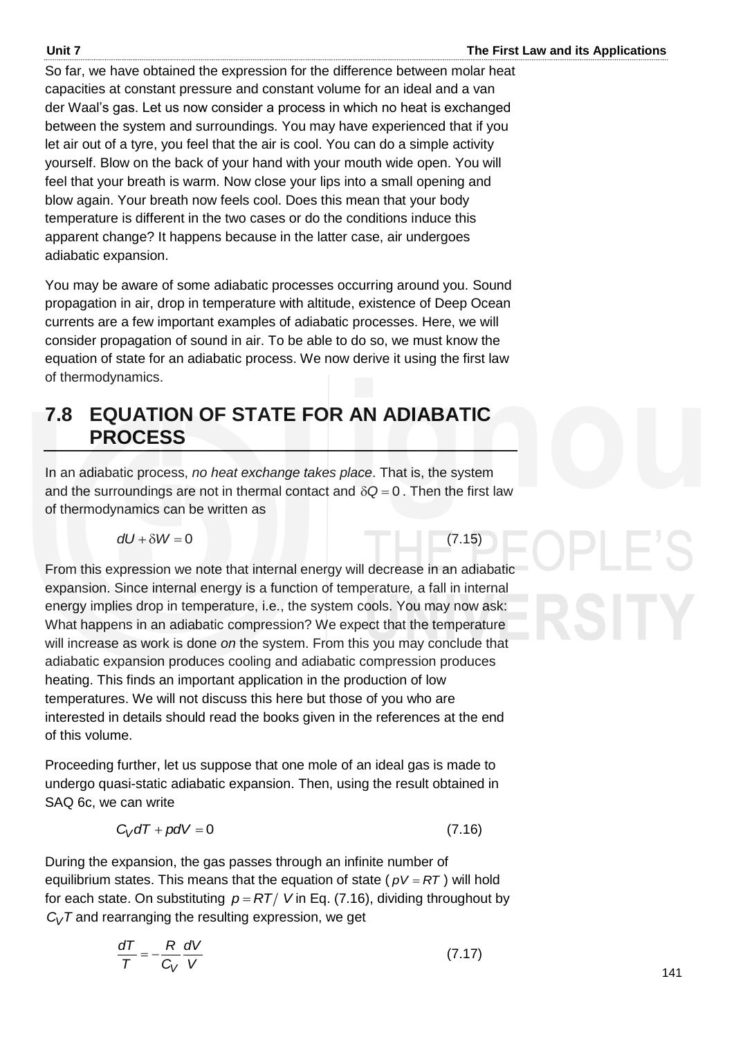So far, we have obtained the expression for the difference between molar heat capacities at constant pressure and constant volume for an ideal and a van der Waal's gas. Let us now consider a process in which no heat is exchanged between the system and surroundings. You may have experienced that if you let air out of a tyre, you feel that the air is cool. You can do a simple activity yourself. Blow on the back of your hand with your mouth wide open. You will feel that your breath is warm. Now close your lips into a small opening and blow again. Your breath now feels cool. Does this mean that your body temperature is different in the two cases or do the conditions induce this apparent change? It happens because in the latter case, air undergoes adiabatic expansion.

You may be aware of some adiabatic processes occurring around you. Sound propagation in air, drop in temperature with altitude, existence of Deep Ocean currents are a few important examples of adiabatic processes. Here, we will consider propagation of sound in air. To be able to do so, we must know the equation of state for an adiabatic process. We now derive it using the first law of thermodynamics.

## 7.8 EQUATION OF STATE FOR AN ADIABATIC PROCESS

In an adiabatic process, *no heat exchange takes place*. That is, the system and the surroundings are not in thermal contact and $\delta Q = 0$. Then the first law of thermodynamics can be written as

$$dU + \delta W = 0 \tag{7.15}$$

From this expression we note that internal energy will decrease in an adiabatic expansion. Since internal energy is a function of temperature*,* a fall in internal energy implies drop in temperature, i.e., the system cools. You may now ask: What happens in an adiabatic compression? We expect that the temperature will increase as work is done *on* the system. From this you may conclude that adiabatic expansion produces cooling and adiabatic compression produces heating. This finds an important application in the production of low temperatures. We will not discuss this here but those of you who are interested in details should read the books given in the references at the end of this volume.

Proceeding further, let us suppose that one mole of an ideal gas is made to undergo quasi-static adiabatic expansion. Then, using the result obtained in SAQ 6c, we can write

$$C_V dT + pdV = 0 \tag{7.16}$$

During the expansion, the gas passes through an infinite number of equilibrium states. This means that the equation of state ($pV = RT$) will hold for each state. On substituting $p = RT/V$ in Eq. (7.16), dividing throughout by $C_V T$ and rearranging the resulting expression, we get

$$\frac{dT}{T} = -\frac{R}{C_V}\frac{dV}{V} \tag{7.17}$$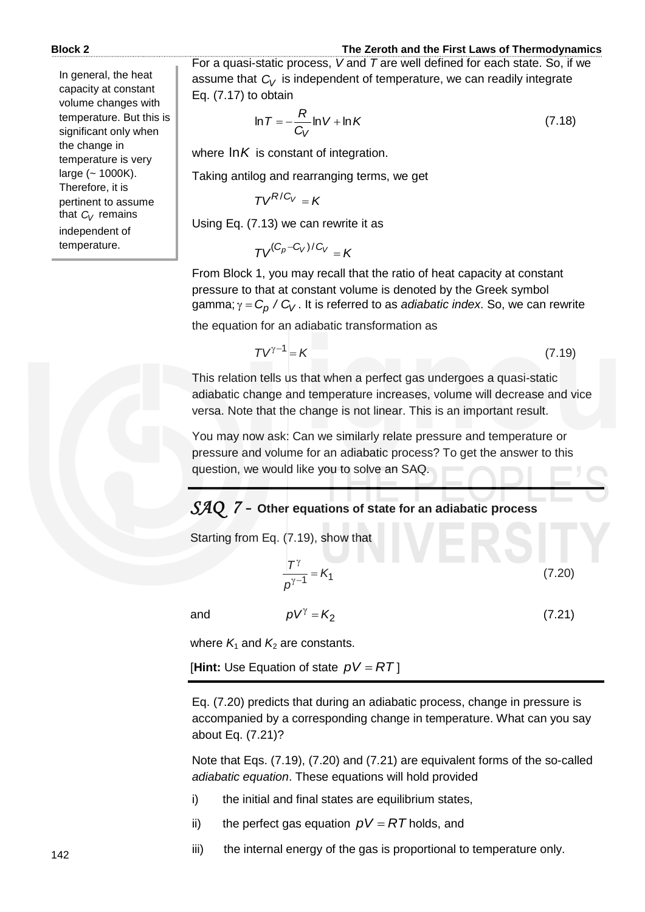In general, the heat capacity at constant volume changes with temperature. But this is significant only when the change in temperature is very large (~ 1000K). Therefore, it is pertinent to assume that $C_V$ remains independent of temperature.

For a quasi-static process, $V$ and $T$ are well defined for each state. So, if we assume that $C_V$ is independent of temperature, we can readily integrate Eq. (7.17) to obtain

$$\ln T = -\frac{R}{C_V}\ln V + \ln K \tag{7.18}$$

where $\ln K$ is constant of integration.

Taking antilog and rearranging terms, we get

$$TV^{R/C_V} = K$$

Using Eq. (7.13) we can rewrite it as

$$TV^{(C_p - C_V)/C_V} = K$$

From Block 1, you may recall that the ratio of heat capacity at constant pressure to that at constant volume is denoted by the Greek symbol gamma; $\gamma = C_p / C_V$. It is referred to as *adiabatic index*. So, we can rewrite the equation for an adiabatic transformation as

$$TV^{\gamma - 1} = K \tag{7.19}$$

This relation tells us that when a perfect gas undergoes a quasi-static adiabatic change and temperature increases, volume will decrease and vice versa. Note that the change is not linear. This is an important result.

You may now ask: Can we similarly relate pressure and temperature or pressure and volume for an adiabatic process? To get the answer to this question, we would like you to solve an SAQ.

---

***SAQ 7* – Other equations of state for an adiabatic process**

Starting from Eq. (7.19), show that

$$\frac{T^{\gamma}}{p^{\gamma - 1}} = K_1 \tag{7.20}$$

and

$$pV^{\gamma} = K_2 \tag{7.21}$$

where $K_1$ and $K_2$ are constants.

[**Hint:** Use Equation of state $pV = RT$ ]

---

Eq. (7.20) predicts that during an adiabatic process, change in pressure is accompanied by a corresponding change in temperature. What can you say about Eq. (7.21)?

Note that Eqs. (7.19), (7.20) and (7.21) are equivalent forms of the so-called *adiabatic equation*. These equations will hold provided

i) the initial and final states are equilibrium states,

ii) the perfect gas equation $pV = RT$ holds, and

iii) the internal energy of the gas is proportional to temperature only.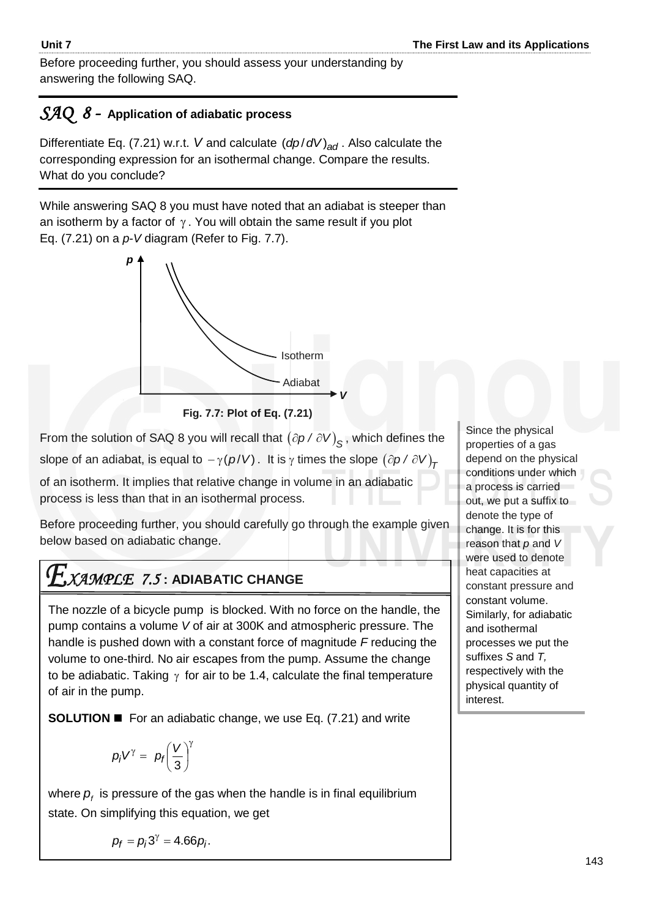Before proceeding further, you should assess your understanding by answering the following SAQ.

## SAQ 8 – Application of adiabatic process

Differentiate Eq. (7.21) w.r.t. $V$ and calculate $(dp/dV)_{ad}$. Also calculate the corresponding expression for an isothermal change. Compare the results. What do you conclude?

While answering SAQ 8 you must have noted that an adiabat is steeper than an isotherm by a factor of $\gamma$. You will obtain the same result if you plot Eq. (7.21) on a *p*-*V* diagram (Refer to Fig. 7.7).

**Fig. 7.7: Plot of Eq. (7.21)**

From the solution of SAQ 8 you will recall that $(\partial p/\partial V)_S$, which defines the slope of an adiabat, is equal to $-\gamma(p/V)$. It is $\gamma$ times the slope $(\partial p/\partial V)_T$ of an isotherm. It implies that relative change in volume in an adiabatic process is less than that in an isothermal process.

Since the physical properties of a gas depend on the physical conditions under which a process is carried out, we put a suffix to denote the type of change. It is for this reason that *p* and *V* were used to denote heat capacities at constant pressure and constant volume. Similarly, for adiabatic and isothermal processes we put the suffixes *S* and *T*, respectively with the physical quantity of interest.

Before proceeding further, you should carefully go through the example given below based on adiabatic change.

## EXAMPLE 7.5 : ADIABATIC CHANGE

The nozzle of a bicycle pump is blocked. With no force on the handle, the pump contains a volume $V$ of air at 300K and atmospheric pressure. The handle is pushed down with a constant force of magnitude $F$ reducing the volume to one-third. No air escapes from the pump. Assume the change to be adiabatic. Taking $\gamma$ for air to be 1.4, calculate the final temperature of air in the pump.

**SOLUTION** ■ For an adiabatic change, we use Eq. (7.21) and write

$$p_i V^{\gamma} = p_f \left(\frac{V}{3}\right)^{\gamma}$$

where $p_f$ is pressure of the gas when the handle is in final equilibrium state. On simplifying this equation, we get

$$p_f = p_i 3^{\gamma} = 4.66 p_i.$$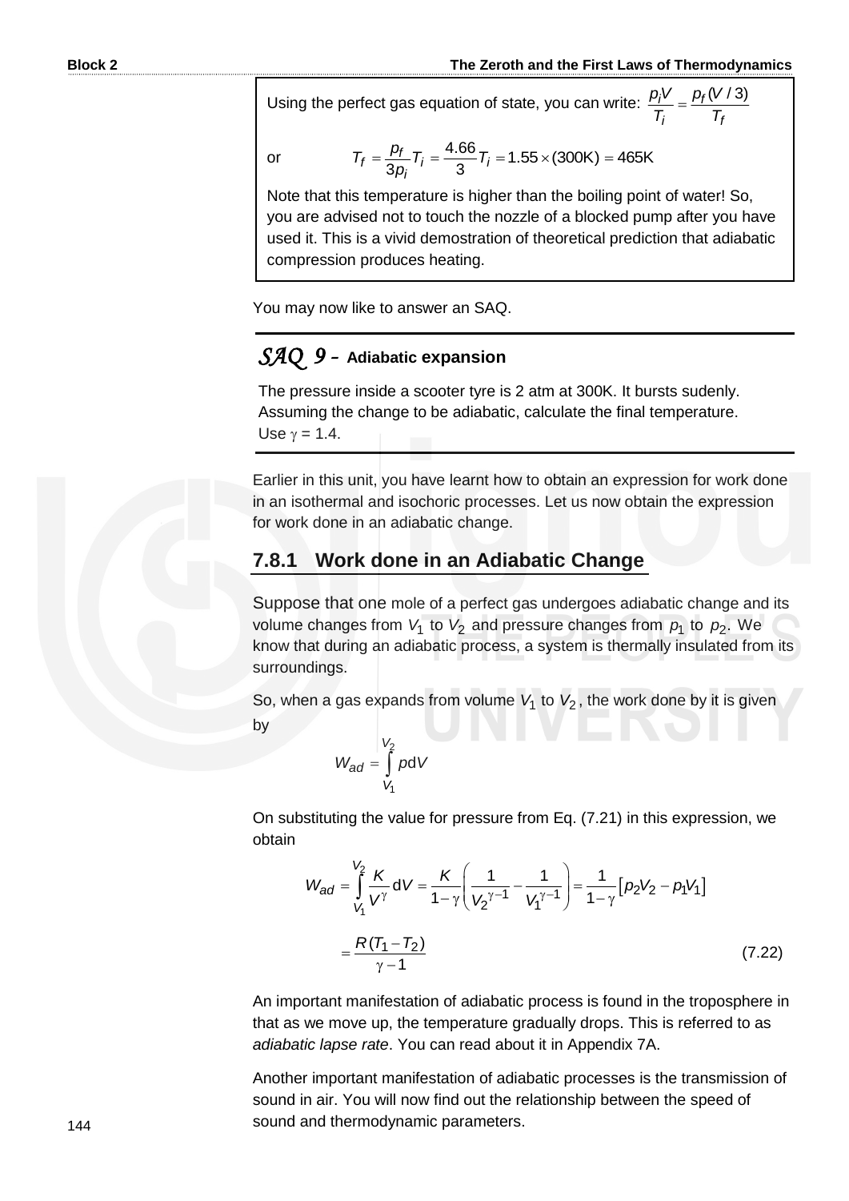Using the perfect gas equation of state, you can write: $\dfrac{p_i V}{T_i} = \dfrac{p_f (V/3)}{T_f}$

or $$T_f = \frac{p_f}{3p_i} T_i = \frac{4.66}{3} T_i = 1.55 \times (300\text{K}) = 465\text{K}$$

Note that this temperature is higher than the boiling point of water! So, you are advised not to touch the nozzle of a blocked pump after you have used it. This is a vivid demostration of theoretical prediction that adiabatic compression produces heating.

You may now like to answer an SAQ.

## *SAQ 9* – Adiabatic expansion

The pressure inside a scooter tyre is 2 atm at 300K. It bursts sudenly. Assuming the change to be adiabatic, calculate the final temperature. Use $\gamma$ = 1.4.

Earlier in this unit, you have learnt how to obtain an expression for work done in an isothermal and isochoric processes. Let us now obtain the expression for work done in an adiabatic change.

### 7.8.1 Work done in an Adiabatic Change

Suppose that one mole of a perfect gas undergoes adiabatic change and its volume changes from $V_1$ to $V_2$ and pressure changes from $p_1$ to $p_2$. We know that during an adiabatic process, a system is thermally insulated from its surroundings.

So, when a gas expands from volume $V_1$ to $V_2$, the work done by it is given by

$$W_{ad} = \int_{V_1}^{V_2} p\,\mathrm{d}V$$

On substituting the value for pressure from Eq. (7.21) in this expression, we obtain

$$W_{ad} = \int_{V_1}^{V_2} \frac{K}{V^{\gamma}}\,\mathrm{d}V = \frac{K}{1-\gamma}\left(\frac{1}{V_2^{\gamma-1}} - \frac{1}{V_1^{\gamma-1}}\right) = \frac{1}{1-\gamma}\left[p_2V_2 - p_1V_1\right]$$

$$= \frac{R\,(T_1 - T_2)}{\gamma - 1} \tag{7.22}$$

An important manifestation of adiabatic process is found in the troposphere in that as we move up, the temperature gradually drops. This is referred to as *adiabatic lapse rate*. You can read about it in Appendix 7A.

Another important manifestation of adiabatic processes is the transmission of sound in air. You will now find out the relationship between the speed of sound and thermodynamic parameters.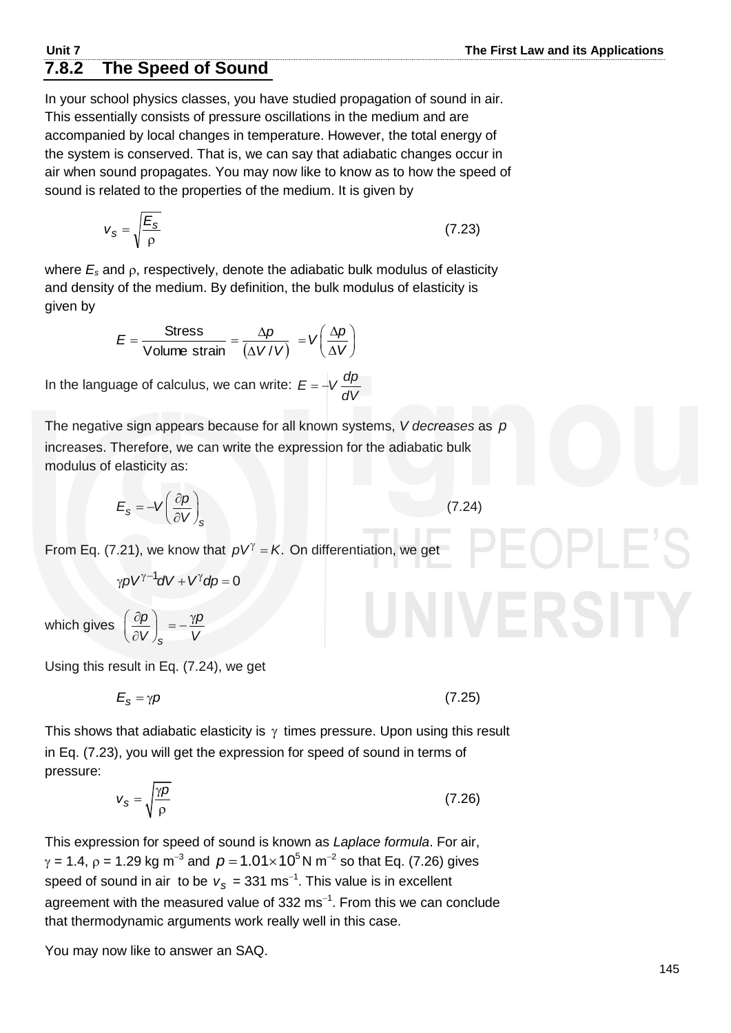## 7.8.2 The Speed of Sound

In your school physics classes, you have studied propagation of sound in air. This essentially consists of pressure oscillations in the medium and are accompanied by local changes in temperature. However, the total energy of the system is conserved. That is, we can say that adiabatic changes occur in air when sound propagates. You may now like to know as to how the speed of sound is related to the properties of the medium. It is given by

$$v_S = \sqrt{\frac{E_S}{\rho}} \tag{7.23}$$

where $E_s$ and $\rho$, respectively, denote the adiabatic bulk modulus of elasticity and density of the medium. By definition, the bulk modulus of elasticity is given by

$$E = \frac{\text{Stress}}{\text{Volume strain}} = \frac{\Delta p}{(\Delta V / V)} = V\left(\frac{\Delta p}{\Delta V}\right)$$

In the language of calculus, we can write: $E = -V\,\dfrac{dp}{dV}$

The negative sign appears because for all known systems, *V decreases* as $p$ increases. Therefore, we can write the expression for the adiabatic bulk modulus of elasticity as:

$$E_S = -V\left(\frac{\partial p}{\partial V}\right)_S \tag{7.24}$$

From Eq. (7.21), we know that $pV^{\gamma} = K$. On differentiation, we get

$$\gamma p V^{\gamma - 1} dV + V^{\gamma} dp = 0$$

which gives $\left(\dfrac{\partial p}{\partial V}\right)_S = -\dfrac{\gamma p}{V}$

Using this result in Eq. (7.24), we get

$$E_S = \gamma p \tag{7.25}$$

This shows that adiabatic elasticity is $\gamma$ times pressure. Upon using this result in Eq. (7.23), you will get the expression for speed of sound in terms of pressure:

$$v_S = \sqrt{\frac{\gamma p}{\rho}} \tag{7.26}$$

This expression for speed of sound is known as *Laplace formula*. For air, $\gamma$ = 1.4, $\rho$ = 1.29 kg m$^{-3}$ and $p = 1.01 \times 10^5$ N m$^{-2}$ so that Eq. (7.26) gives speed of sound in air to be $v_S$ = 331 ms$^{-1}$. This value is in excellent agreement with the measured value of 332 ms$^{-1}$. From this we can conclude that thermodynamic arguments work really well in this case.

You may now like to answer an SAQ.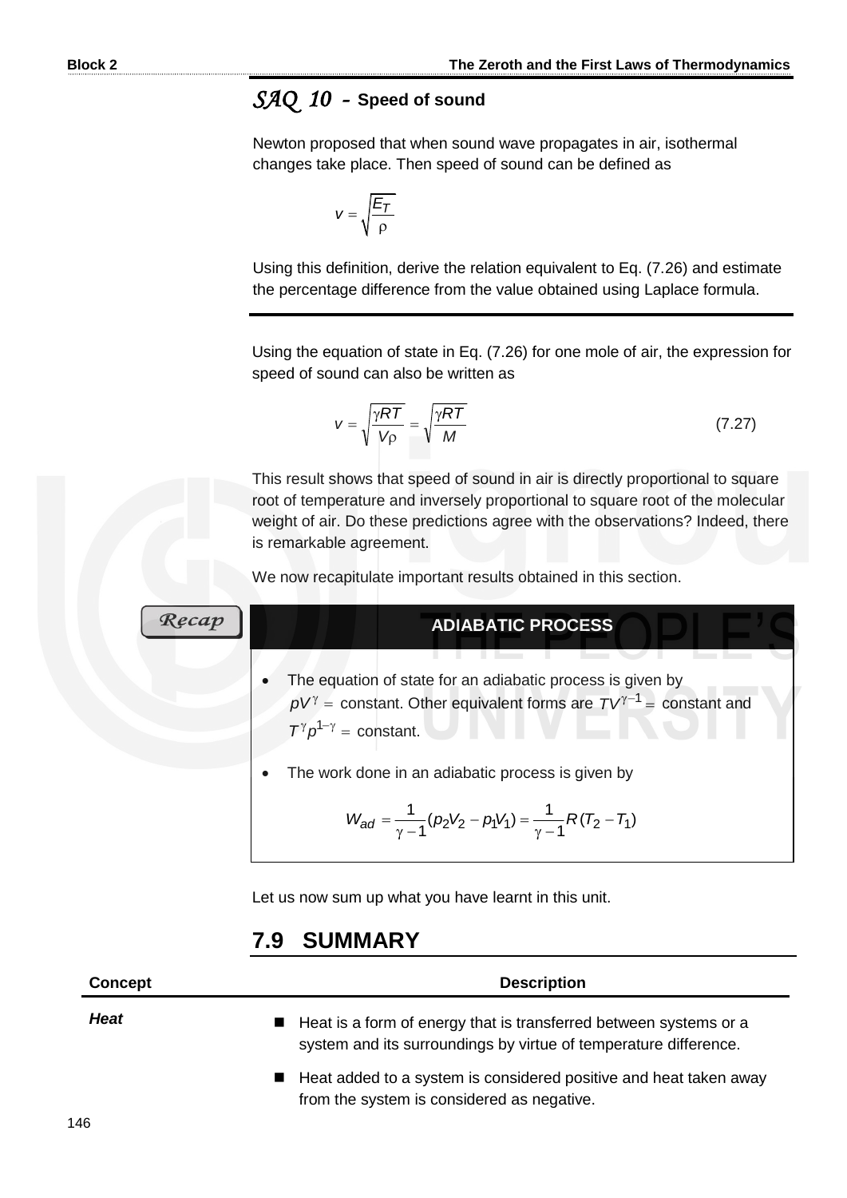## *SAQ 10* – Speed of sound

Newton proposed that when sound wave propagates in air, isothermal changes take place. Then speed of sound can be defined as

$$v = \sqrt{\frac{E_T}{\rho}}$$

Using this definition, derive the relation equivalent to Eq. (7.26) and estimate the percentage difference from the value obtained using Laplace formula.

---

Using the equation of state in Eq. (7.26) for one mole of air, the expression for speed of sound can also be written as

$$v = \sqrt{\frac{\gamma RT}{V\rho}} = \sqrt{\frac{\gamma RT}{M}} \tag{7.27}$$

This result shows that speed of sound in air is directly proportional to square root of temperature and inversely proportional to square root of the molecular weight of air. Do these predictions agree with the observations? Indeed, there is remarkable agreement.

We now recapitulate important results obtained in this section.

**Recap**

**ADIABATIC PROCESS**

- The equation of state for an adiabatic process is given by $pV^{\gamma} =$ constant. Other equivalent forms are $TV^{\gamma-1} =$ constant and $T^{\gamma}p^{1-\gamma} =$ constant.
- The work done in an adiabatic process is given by

$$W_{ad} = \frac{1}{\gamma - 1}(p_2V_2 - p_1V_1) = \frac{1}{\gamma - 1}R(T_2 - T_1)$$

Let us now sum up what you have learnt in this unit.

## 7.9 SUMMARY

| Concept | Description |
|---|---|
| *Heat* | ■ Heat is a form of energy that is transferred between systems or a system and its surroundings by virtue of temperature difference.<br>■ Heat added to a system is considered positive and heat taken away from the system is considered as negative. |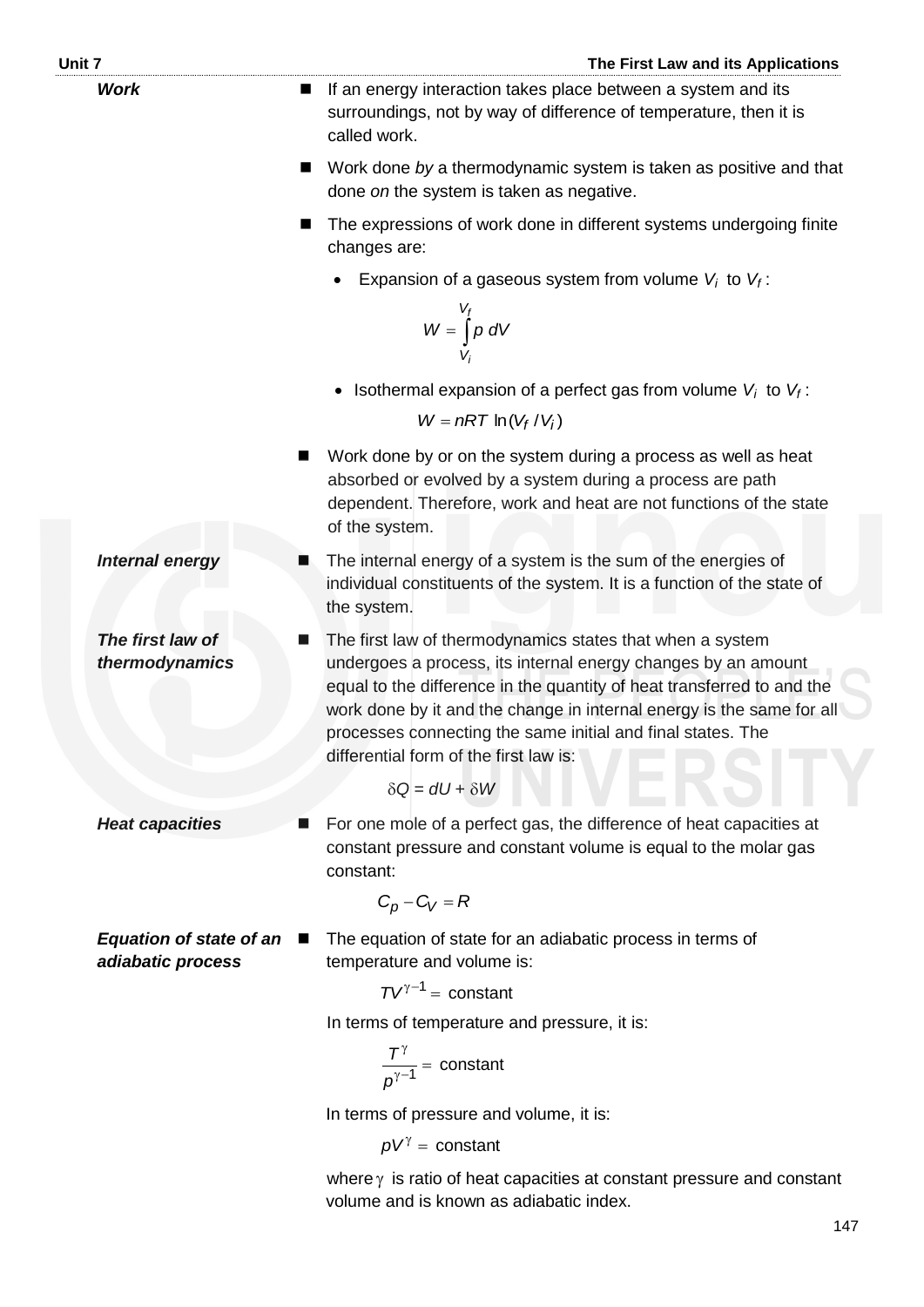**Work**

- If an energy interaction takes place between a system and its surroundings, not by way of difference of temperature, then it is called work.
- Work done *by* a thermodynamic system is taken as positive and that done *on* the system is taken as negative.
- The expressions of work done in different systems undergoing finite changes are:
  - Expansion of a gaseous system from volume $V_i$ to $V_f$ :

$$W = \int_{V_i}^{V_f} p \, dV$$

  - Isothermal expansion of a perfect gas from volume $V_i$ to $V_f$ :

$$W = nRT \ln(V_f / V_i)$$

- Work done by or on the system during a process as well as heat absorbed or evolved by a system during a process are path dependent. Therefore, work and heat are not functions of the state of the system.

**Internal energy**

- The internal energy of a system is the sum of the energies of individual constituents of the system. It is a function of the state of the system.

**The first law of thermodynamics**

- The first law of thermodynamics states that when a system undergoes a process, its internal energy changes by an amount equal to the difference in the quantity of heat transferred to and the work done by it and the change in internal energy is the same for all processes connecting the same initial and final states. The differential form of the first law is:

$$\delta Q = dU + \delta W$$

**Heat capacities**

- For one mole of a perfect gas, the difference of heat capacities at constant pressure and constant volume is equal to the molar gas constant:

$$C_p - C_V = R$$

**Equation of state of an adiabatic process**

- The equation of state for an adiabatic process in terms of temperature and volume is:

$$TV^{\gamma - 1} = \text{constant}$$

In terms of temperature and pressure, it is:

$$\frac{T^{\gamma}}{p^{\gamma - 1}} = \text{constant}$$

In terms of pressure and volume, it is:

$$pV^{\gamma} = \text{constant}$$

where $\gamma$ is ratio of heat capacities at constant pressure and constant volume and is known as adiabatic index.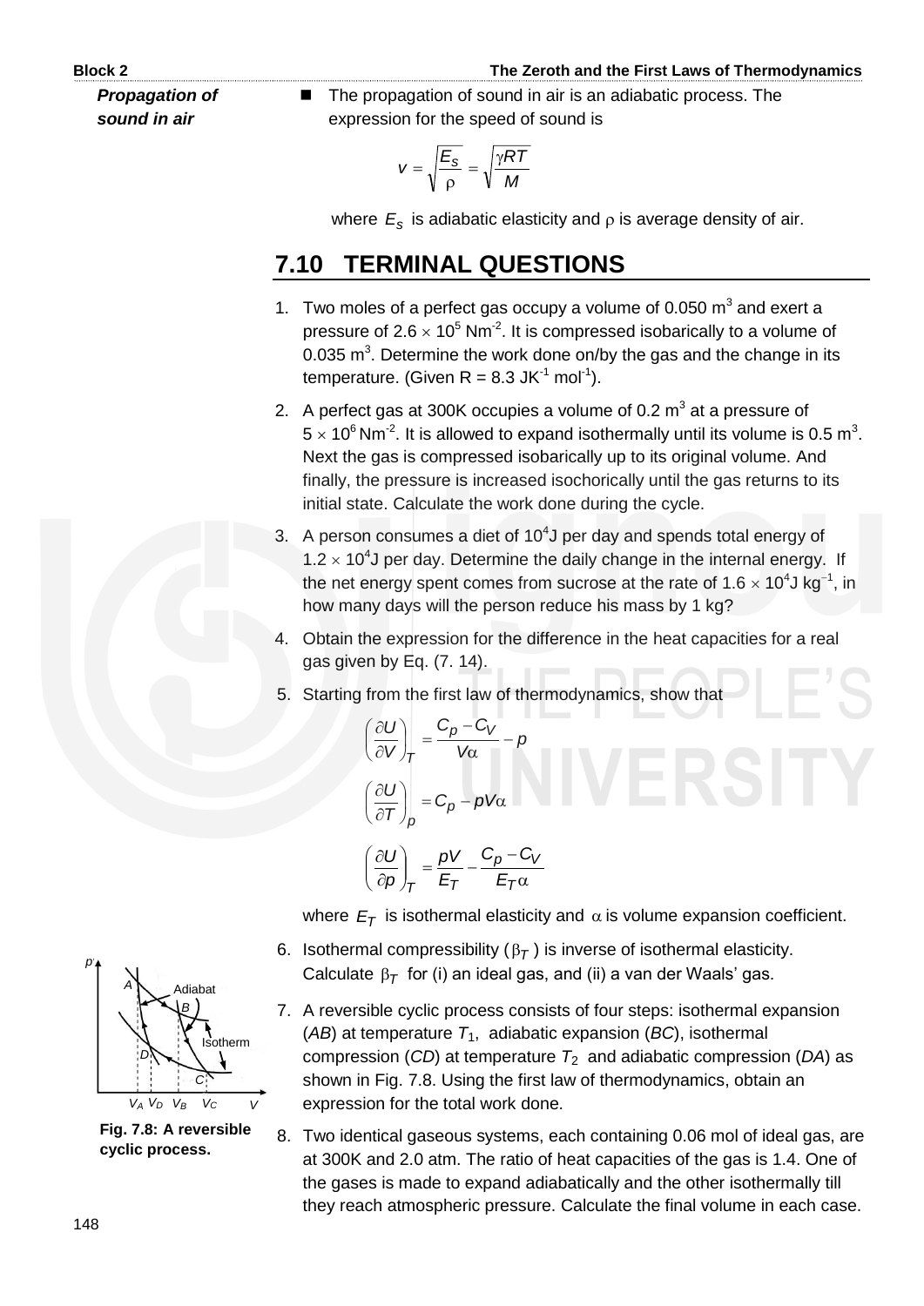**Propagation of sound in air**

- The propagation of sound in air is an adiabatic process. The expression for the speed of sound is

$$v = \sqrt{\frac{E_S}{\rho}} = \sqrt{\frac{\gamma RT}{M}}$$

where $E_S$ is adiabatic elasticity and $\rho$ is average density of air.

## 7.10 TERMINAL QUESTIONS

1. Two moles of a perfect gas occupy a volume of 0.050 $m^3$ and exert a pressure of $2.6 \times 10^5$ $Nm^{-2}$. It is compressed isobarically to a volume of 0.035 $m^3$. Determine the work done on/by the gas and the change in its temperature. (Given R = 8.3 $JK^{-1}$ $mol^{-1}$).

2. A perfect gas at 300K occupies a volume of 0.2 $m^3$ at a pressure of $5 \times 10^6$ $Nm^{-2}$. It is allowed to expand isothermally until its volume is 0.5 $m^3$. Next the gas is compressed isobarically up to its original volume. And finally, the pressure is increased isochorically until the gas returns to its initial state. Calculate the work done during the cycle.

3. A person consumes a diet of $10^4$J per day and spends total energy of $1.2 \times 10^4$J per day. Determine the daily change in the internal energy. If the net energy spent comes from sucrose at the rate of $1.6 \times 10^4$J $kg^{-1}$, in how many days will the person reduce his mass by 1 kg?

4. Obtain the expression for the difference in the heat capacities for a real gas given by Eq. (7. 14).

5. Starting from the first law of thermodynamics, show that

$$\left(\frac{\partial U}{\partial V}\right)_T = \frac{C_p - C_V}{V\alpha} - p$$

$$\left(\frac{\partial U}{\partial T}\right)_p = C_p - pV\alpha$$

$$\left(\frac{\partial U}{\partial p}\right)_T = \frac{pV}{E_T} - \frac{C_p - C_V}{E_T \alpha}$$

where $E_T$ is isothermal elasticity and $\alpha$ is volume expansion coefficient.

6. Isothermal compressibility ($\beta_T$) is inverse of isothermal elasticity. Calculate $\beta_T$ for (i) an ideal gas, and (ii) a van der Waals' gas.

7. A reversible cyclic process consists of four steps: isothermal expansion (*AB*) at temperature $T_1$, adiabatic expansion (*BC*), isothermal compression (*CD*) at temperature $T_2$ and adiabatic compression (*DA*) as shown in Fig. 7.8. Using the first law of thermodynamics, obtain an expression for the total work done.

**Fig. 7.8: A reversible cyclic process.**

8. Two identical gaseous systems, each containing 0.06 mol of ideal gas, are at 300K and 2.0 atm. The ratio of heat capacities of the gas is 1.4. One of the gases is made to expand adiabatically and the other isothermally till they reach atmospheric pressure. Calculate the final volume in each case.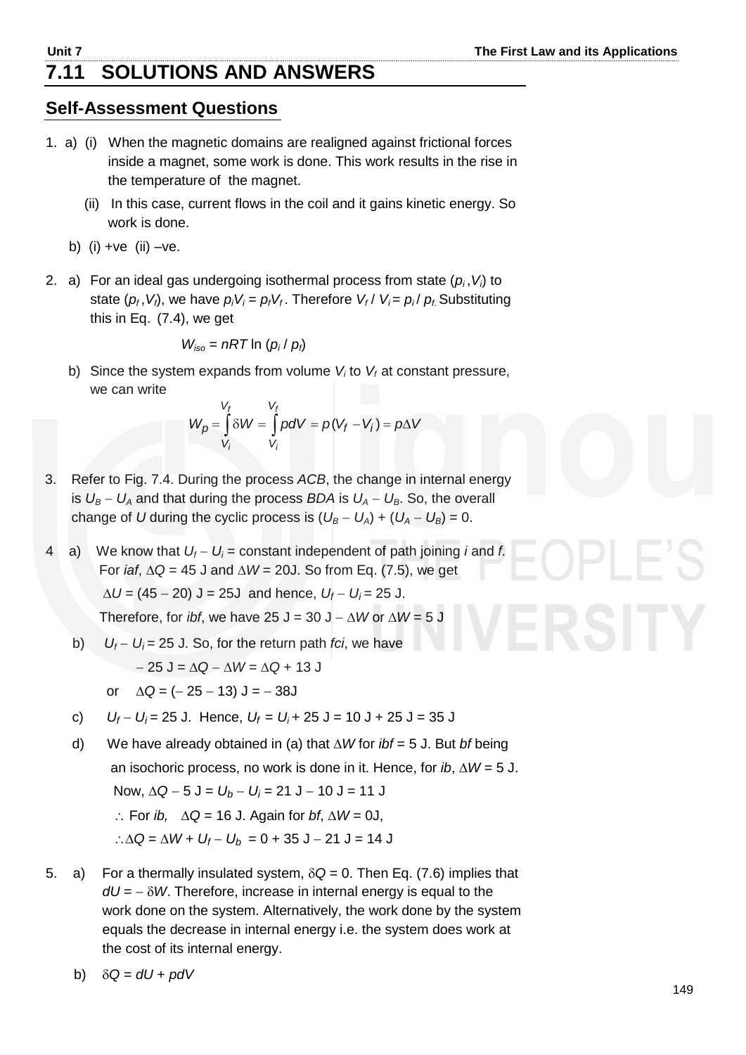## 7.11 SOLUTIONS AND ANSWERS

### Self-Assessment Questions

1. a) (i) When the magnetic domains are realigned against frictional forces inside a magnet, some work is done. This work results in the rise in the temperature of the magnet.

   (ii) In this case, current flows in the coil and it gains kinetic energy. So work is done.

   b) (i) +ve (ii) –ve.

2. a) For an ideal gas undergoing isothermal process from state ($p_i, V_i$) to state ($p_f, V_f$), we have $p_iV_i = p_fV_f$. Therefore $V_f / V_i = p_i / p_f$. Substituting this in Eq. (7.4), we get

   $$W_{iso} = nRT \ln (p_i / p_f)$$

   b) Since the system expands from volume $V_i$ to $V_f$ at constant pressure, we can write

   $$W_p = \int_{V_i}^{V_f} \delta W = \int_{V_i}^{V_f} p dV = p(V_f - V_i) = p\Delta V$$

3. Refer to Fig. 7.4. During the process *ACB*, the change in internal energy is $U_B - U_A$ and that during the process *BDA* is $U_A - U_B$. So, the overall change of *U* during the cyclic process is $(U_B - U_A) + (U_A - U_B) = 0$.

4. a) We know that $U_f - U_i$ = constant independent of path joining *i* and *f*. For *iaf*, $\Delta Q$ = 45 J and $\Delta W$ = 20J. So from Eq. (7.5), we get

   $\Delta U$ = (45 − 20) J = 25J and hence, $U_f - U_i$ = 25 J.

   Therefore, for *ibf*, we have 25 J = 30 J − $\Delta W$ or $\Delta W$ = 5 J

   b) $U_f - U_i$ = 25 J. So, for the return path *fci*, we have

   − 25 J = $\Delta Q - \Delta W = \Delta Q$ + 13 J

   or $\Delta Q$ = (− 25 − 13) J = − 38J

   c) $U_f - U_i$ = 25 J. Hence, $U_f = U_i$ + 25 J = 10 J + 25 J = 35 J

   d) We have already obtained in (a) that $\Delta W$ for *ibf* = 5 J. But *bf* being an isochoric process, no work is done in it. Hence, for *ib*, $\Delta W$ = 5 J.

   Now, $\Delta Q$ − 5 J = $U_b - U_i$ = 21 J − 10 J = 11 J

   $\therefore$ For *ib*, $\Delta Q$ = 16 J. Again for *bf*, $\Delta W$ = 0J,

   $\therefore \Delta Q = \Delta W + U_f - U_b$ = 0 + 35 J − 21 J = 14 J

5. a) For a thermally insulated system, $\delta Q = 0$. Then Eq. (7.6) implies that $dU = -\delta W$. Therefore, increase in internal energy is equal to the work done on the system. Alternatively, the work done by the system equals the decrease in internal energy i.e. the system does work at the cost of its internal energy.

   b) $\delta Q = dU + pdV$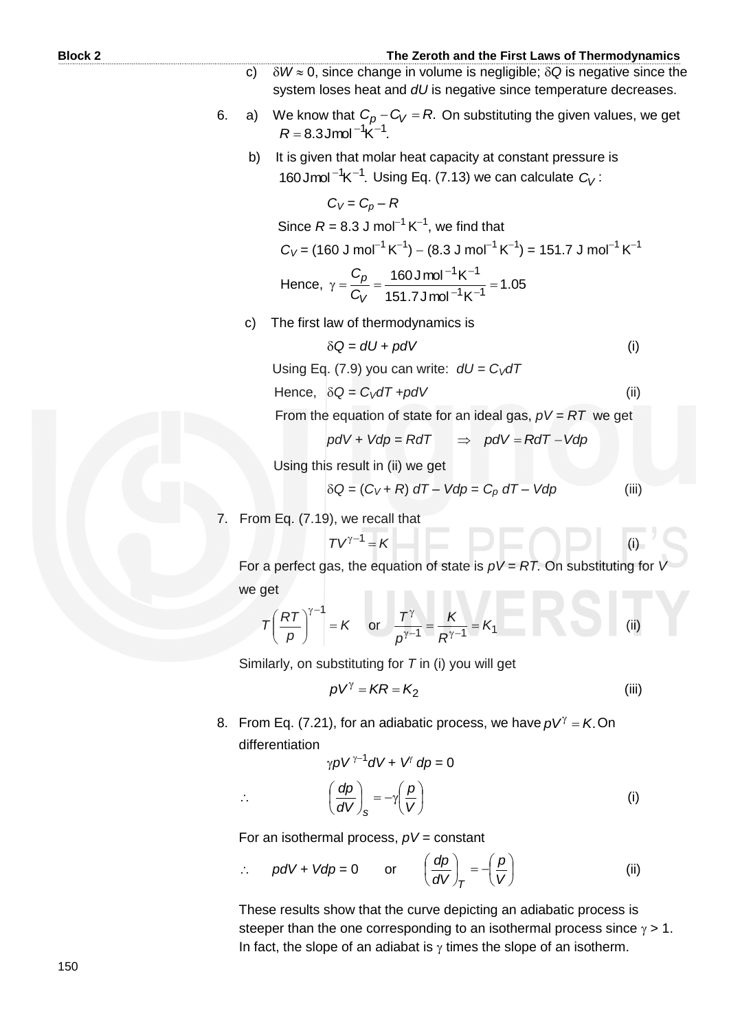c) $\delta W \approx 0$, since change in volume is negligible; $\delta Q$ is negative since the system loses heat and $dU$ is negative since temperature decreases.

6. a) We know that $C_p - C_V = R.$ On substituting the given values, we get $R = 8.3\,\text{J mol}^{-1}\text{K}^{-1}.$

   b) It is given that molar heat capacity at constant pressure is $160\,\text{J mol}^{-1}\text{K}^{-1}.$ Using Eq. (7.13) we can calculate $C_V$:

$$C_V = C_p - R$$

   Since $R = 8.3$ J mol$^{-1}$ K$^{-1}$, we find that

$$C_V = (160 \text{ J mol}^{-1}\text{ K}^{-1}) - (8.3 \text{ J mol}^{-1}\text{ K}^{-1}) = 151.7 \text{ J mol}^{-1}\text{ K}^{-1}$$

$$\text{Hence, } \gamma = \frac{C_p}{C_V} = \frac{160\,\text{J mol}^{-1}\text{K}^{-1}}{151.7\,\text{J mol}^{-1}\text{K}^{-1}} = 1.05$$

   c) The first law of thermodynamics is

$$\delta Q = dU + pdV \qquad \text{(i)}$$

   Using Eq. (7.9) you can write: $dU = C_V dT$

$$\text{Hence, } \delta Q = C_V dT + pdV \qquad \text{(ii)}$$

   From the equation of state for an ideal gas, $pV = RT$ we get

$$pdV + Vdp = RdT \quad \Rightarrow \quad pdV = RdT - Vdp$$

   Using this result in (ii) we get

$$\delta Q = (C_V + R)\,dT - Vdp = C_p\,dT - Vdp \qquad \text{(iii)}$$

7. From Eq. (7.19), we recall that

$$TV^{\gamma - 1} = K \qquad \text{(i)}$$

   For a perfect gas, the equation of state is $pV = RT$. On substituting for $V$ we get

$$T\left(\frac{RT}{p}\right)^{\gamma-1} = K \quad \text{or} \quad \frac{T^{\gamma}}{p^{\gamma-1}} = \frac{K}{R^{\gamma-1}} = K_1 \qquad \text{(ii)}$$

   Similarly, on substituting for $T$ in (i) you will get

$$pV^{\gamma} = KR = K_2 \qquad \text{(iii)}$$

8. From Eq. (7.21), for an adiabatic process, we have $pV^{\gamma} = K.$ On differentiation

$$\gamma p V^{\gamma-1} dV + V^{\gamma}\, dp = 0$$

$$\therefore \qquad \left(\frac{dp}{dV}\right)_S = -\gamma\left(\frac{p}{V}\right) \qquad \text{(i)}$$

   For an isothermal process, $pV$ = constant

$$\therefore \quad pdV + Vdp = 0 \quad \text{or} \quad \left(\frac{dp}{dV}\right)_T = -\left(\frac{p}{V}\right) \qquad \text{(ii)}$$

   These results show that the curve depicting an adiabatic process is steeper than the one corresponding to an isothermal process since $\gamma > 1$. In fact, the slope of an adiabat is $\gamma$ times the slope of an isotherm.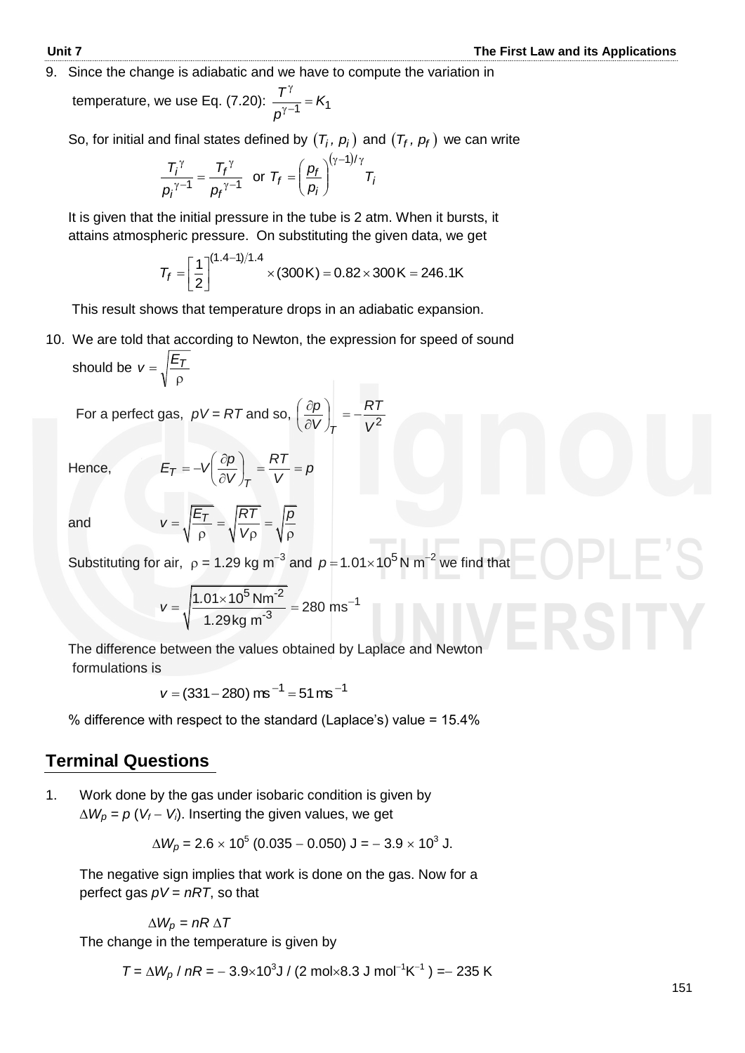9. Since the change is adiabatic and we have to compute the variation in temperature, we use Eq. (7.20): $\dfrac{T^{\gamma}}{p^{\gamma-1}} = K_1$

   So, for initial and final states defined by $(T_i\,,\, p_i)$ and $(T_f\,,\, p_f)$ we can write

$$\frac{T_i^{\ \gamma}}{p_i^{\ \gamma-1}} = \frac{T_f^{\ \gamma}}{p_f^{\ \gamma-1}} \quad \text{or } T_f = \left(\frac{p_f}{p_i}\right)^{(\gamma-1)/\gamma} T_i$$

   It is given that the initial pressure in the tube is 2 atm. When it bursts, it attains atmospheric pressure. On substituting the given data, we get

$$T_f = \left[\frac{1}{2}\right]^{(1.4-1)/1.4} \times (300\,\text{K}) = 0.82 \times 300\,\text{K} = 246.1\text{K}$$

   This result shows that temperature drops in an adiabatic expansion.

10. We are told that according to Newton, the expression for speed of sound should be $v = \sqrt{\dfrac{E_T}{\rho}}$

    For a perfect gas, $pV = RT$ and so, $\left(\dfrac{\partial p}{\partial V}\right)_T = -\dfrac{RT}{V^2}$

    Hence, $\quad E_T = -V\left(\dfrac{\partial p}{\partial V}\right)_T = \dfrac{RT}{V} = p$

    and $\quad v = \sqrt{\dfrac{E_T}{\rho}} = \sqrt{\dfrac{RT}{V\rho}} = \sqrt{\dfrac{p}{\rho}}$

    Substituting for air, $\rho = 1.29\ \text{kg m}^{-3}$ and $p = 1.01 \times 10^5\ \text{N m}^{-2}$ we find that

$$v = \sqrt{\frac{1.01 \times 10^5\ \text{Nm}^{-2}}{1.29\,\text{kg m}^{-3}}} = 280\ \text{ms}^{-1}$$

    The difference between the values obtained by Laplace and Newton formulations is

$$v = (331 - 280)\ \text{ms}^{-1} = 51\,\text{ms}^{-1}$$

    % difference with respect to the standard (Laplace's) value = 15.4%

## Terminal Questions

1. Work done by the gas under isobaric condition is given by $\Delta W_p = p\,(V_f - V_i)$. Inserting the given values, we get

$$\Delta W_p = 2.6 \times 10^5\ (0.035 - 0.050)\ \text{J} = -\,3.9 \times 10^3\ \text{J}.$$

   The negative sign implies that work is done on the gas. Now for a perfect gas $pV = nRT$, so that

$$\Delta W_p = nR\,\Delta T$$

   The change in the temperature is given by

$$T = \Delta W_p\,/\,nR = -\,3.9 \times 10^3\text{J}\,/\,(2\ \text{mol} \times 8.3\ \text{J mol}^{-1}\text{K}^{-1}) = -\,235\ \text{K}$$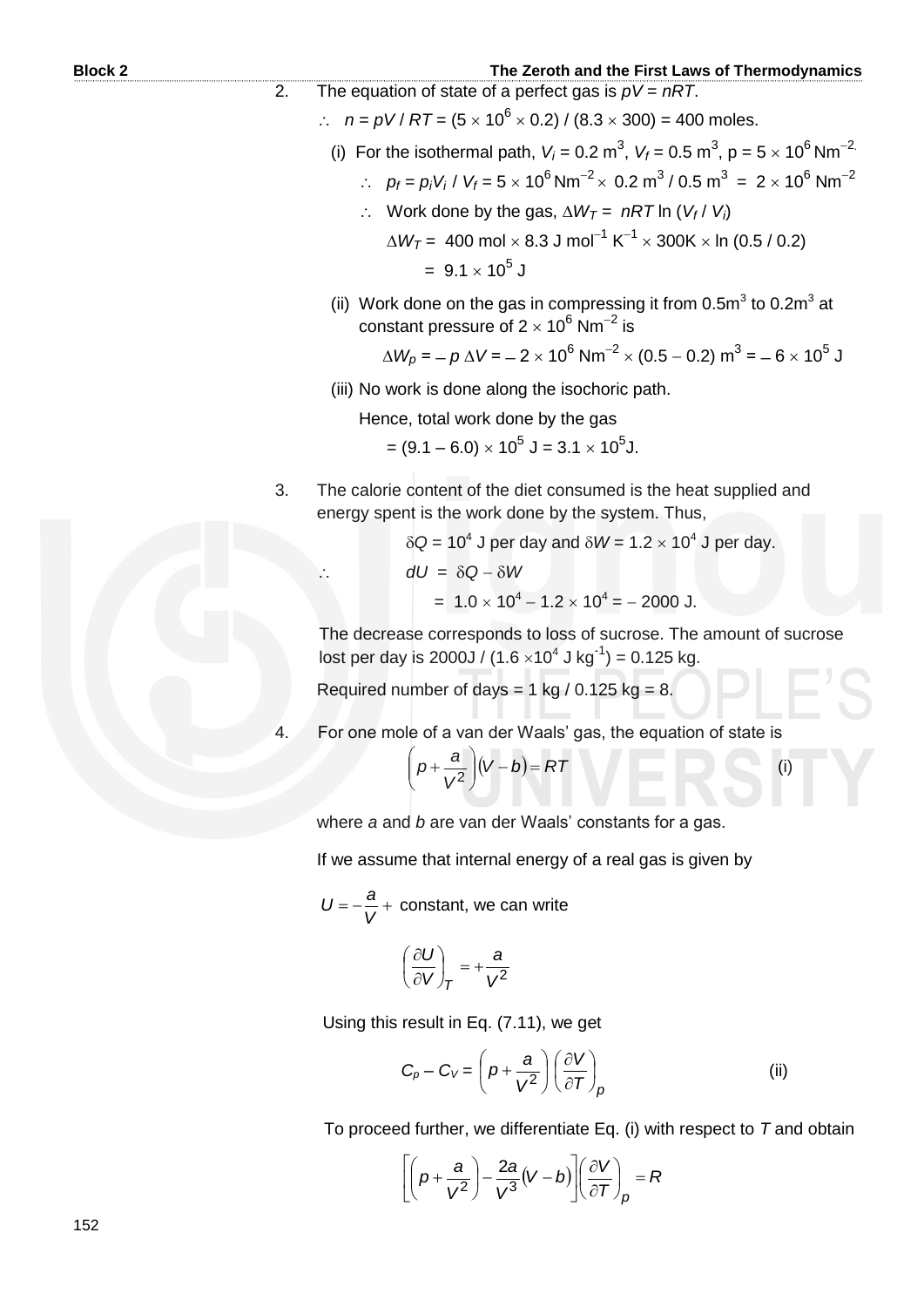2. The equation of state of a perfect gas is $pV = nRT$.

   $\therefore \; n = pV / RT = (5 \times 10^6 \times 0.2) / (8.3 \times 300) = 400$ moles.

   (i) For the isothermal path, $V_i = 0.2 \text{ m}^3$, $V_f = 0.5 \text{ m}^3$, $p = 5 \times 10^6 \text{ Nm}^{-2}$.

   $\therefore \; p_f = p_i V_i / V_f = 5 \times 10^6 \text{ Nm}^{-2} \times 0.2 \text{ m}^3 / 0.5 \text{ m}^3 = 2 \times 10^6 \text{ Nm}^{-2}$

   $\therefore$ Work done by the gas, $\Delta W_T = nRT \ln (V_f / V_i)$

   $\Delta W_T = 400 \text{ mol} \times 8.3 \text{ J mol}^{-1} \text{ K}^{-1} \times 300\text{K} \times \ln (0.5 / 0.2)$

   $= 9.1 \times 10^5 \text{ J}$

   (ii) Work done on the gas in compressing it from $0.5\text{m}^3$ to $0.2\text{m}^3$ at constant pressure of $2 \times 10^6 \text{ Nm}^{-2}$ is

   $$\Delta W_p = -p\,\Delta V = -2 \times 10^6 \text{ Nm}^{-2} \times (0.5 - 0.2) \text{ m}^3 = -6 \times 10^5 \text{ J}$$

   (iii) No work is done along the isochoric path.

   Hence, total work done by the gas

   $= (9.1 - 6.0) \times 10^5 \text{ J} = 3.1 \times 10^5 \text{J}$.

3. The calorie content of the diet consumed is the heat supplied and energy spent is the work done by the system. Thus,

   $$\delta Q = 10^4 \text{ J per day and } \delta W = 1.2 \times 10^4 \text{ J per day.}$$

   $$\therefore \quad dU = \delta Q - \delta W$$

   $$= 1.0 \times 10^4 - 1.2 \times 10^4 = -2000 \text{ J.}$$

   The decrease corresponds to loss of sucrose. The amount of sucrose lost per day is $2000\text{J} / (1.6 \times 10^4 \text{ J kg}^{-1}) = 0.125$ kg.

   Required number of days = 1 kg / 0.125 kg = 8.

4. For one mole of a van der Waals' gas, the equation of state is

   $$\left(p + \frac{a}{V^2}\right)(V - b) = RT \qquad \text{(i)}$$

   where $a$ and $b$ are van der Waals' constants for a gas.

   If we assume that internal energy of a real gas is given by

   $U = -\dfrac{a}{V} +$ constant, we can write

   $$\left(\frac{\partial U}{\partial V}\right)_T = +\frac{a}{V^2}$$

   Using this result in Eq. (7.11), we get

   $$C_p - C_V = \left(p + \frac{a}{V^2}\right)\left(\frac{\partial V}{\partial T}\right)_p \qquad \text{(ii)}$$

   To proceed further, we differentiate Eq. (i) with respect to $T$ and obtain

   $$\left[\left(p + \frac{a}{V^2}\right) - \frac{2a}{V^3}(V - b)\right]\left(\frac{\partial V}{\partial T}\right)_p = R$$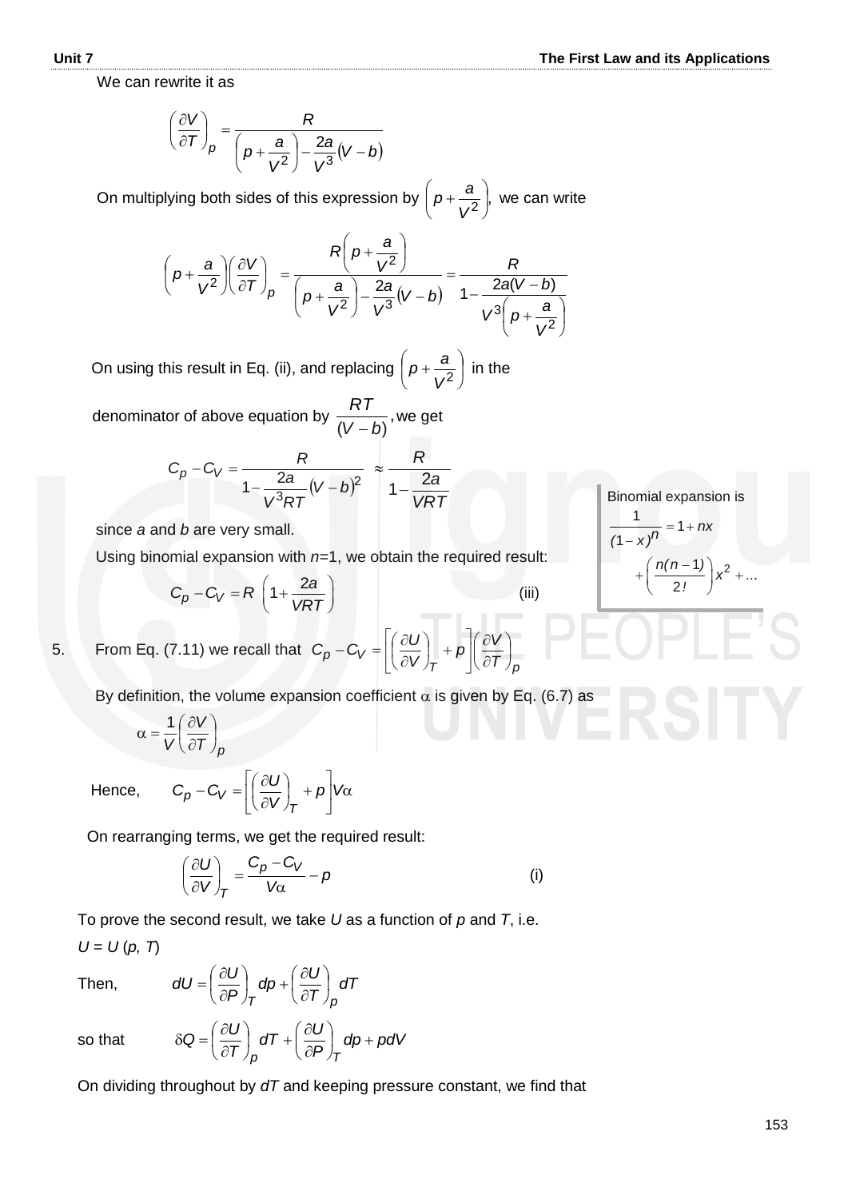We can rewrite it as

$$\left(\frac{\partial V}{\partial T}\right)_p = \frac{R}{\left(p + \frac{a}{V^2}\right) - \frac{2a}{V^3}(V - b)}$$

On multiplying both sides of this expression by $\left(p + \frac{a}{V^2}\right)$, we can write

$$\left(p + \frac{a}{V^2}\right)\left(\frac{\partial V}{\partial T}\right)_p = \frac{R\left(p + \frac{a}{V^2}\right)}{\left(p + \frac{a}{V^2}\right) - \frac{2a}{V^3}(V - b)} = \frac{R}{1 - \frac{2a(V-b)}{V^3\left(p + \frac{a}{V^2}\right)}}$$

On using this result in Eq. (ii), and replacing $\left(p + \frac{a}{V^2}\right)$ in the denominator of above equation by $\frac{RT}{(V-b)}$, we get

$$C_p - C_V = \frac{R}{1 - \frac{2a}{V^3 RT}(V-b)^2} \approx \frac{R}{1 - \frac{2a}{VRT}}$$

since *a* and *b* are very small.

Using binomial expansion with *n*=1, we obtain the required result:

$$C_p - C_V = R\left(1 + \frac{2a}{VRT}\right) \qquad \text{(iii)}$$

Binomial expansion is

$$\frac{1}{(1-x)^n} = 1 + nx + \left(\frac{n(n-1)}{2!}\right)x^2 + \ldots$$

5. From Eq. (7.11) we recall that $C_p - C_V = \left[\left(\frac{\partial U}{\partial V}\right)_T + p\right]\left(\frac{\partial V}{\partial T}\right)_p$

By definition, the volume expansion coefficient $\alpha$ is given by Eq. (6.7) as

$$\alpha = \frac{1}{V}\left(\frac{\partial V}{\partial T}\right)_p$$

Hence, $\quad C_p - C_V = \left[\left(\frac{\partial U}{\partial V}\right)_T + p\right]V\alpha$

On rearranging terms, we get the required result:

$$\left(\frac{\partial U}{\partial V}\right)_T = \frac{C_p - C_V}{V\alpha} - p \qquad \text{(i)}$$

To prove the second result, we take *U* as a function of *p* and *T*, i.e.

$U = U(p, T)$

Then, $\quad dU = \left(\frac{\partial U}{\partial P}\right)_T dp + \left(\frac{\partial U}{\partial T}\right)_p dT$

so that $\quad \delta Q = \left(\frac{\partial U}{\partial T}\right)_p dT + \left(\frac{\partial U}{\partial P}\right)_T dp + pdV$

On dividing throughout by *dT* and keeping pressure constant, we find that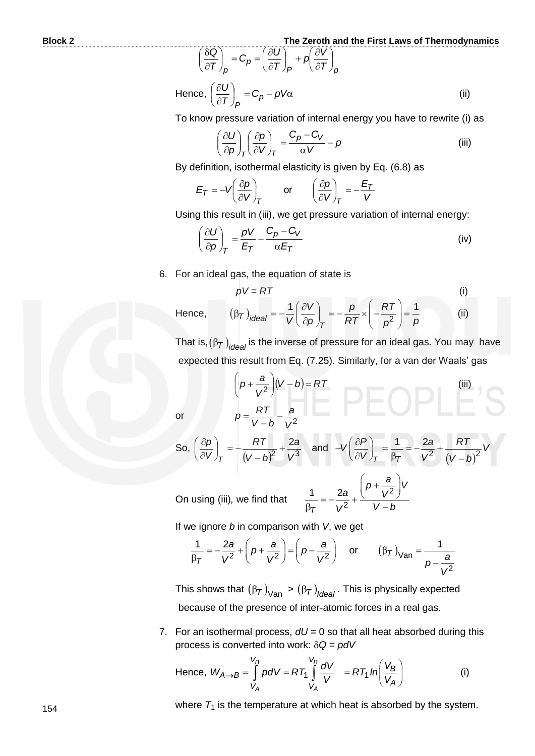$$\left(\frac{\delta Q}{\partial T}\right)_p = C_p = \left(\frac{\partial U}{\partial T}\right)_P + p\left(\frac{\partial V}{\partial T}\right)_p$$

Hence, $\left(\frac{\partial U}{\partial T}\right)_P = C_p - pV\alpha$ (ii)

To know pressure variation of internal energy you have to rewrite (i) as

$$\left(\frac{\partial U}{\partial p}\right)_T\left(\frac{\partial p}{\partial V}\right)_T = \frac{C_p - C_V}{\alpha V} - p \qquad \text{(iii)}$$

By definition, isothermal elasticity is given by Eq. (6.8) as

$$E_T = -V\left(\frac{\partial p}{\partial V}\right)_T \qquad \text{or} \qquad \left(\frac{\partial p}{\partial V}\right)_T = -\frac{E_T}{V}$$

Using this result in (iii), we get pressure variation of internal energy:

$$\left(\frac{\partial U}{\partial p}\right)_T = \frac{pV}{E_T} - \frac{C_p - C_V}{\alpha E_T} \qquad \text{(iv)}$$

6. For an ideal gas, the equation of state is

$$pV = RT \qquad \text{(i)}$$

Hence, $$(\beta_T)_{ideal} = -\frac{1}{V}\left(\frac{\partial V}{\partial p}\right)_T = -\frac{p}{RT} \times \left(-\frac{RT}{p^2}\right) = \frac{1}{p} \qquad \text{(ii)}$$

That is, $(\beta_T)_{ideal}$ is the inverse of pressure for an ideal gas. You may have expected this result from Eq. (7.25). Similarly, for a van der Waals' gas

$$\left(p + \frac{a}{V^2}\right)(V - b) = RT \qquad \text{(iii)}$$

or $$p = \frac{RT}{V-b} - \frac{a}{V^2}$$

So, $\left(\frac{\partial p}{\partial V}\right)_T = -\frac{RT}{(V-b)^2} + \frac{2a}{V^3}$ and $-V\left(\frac{\partial P}{\partial V}\right)_T = \frac{1}{\beta_T} = -\frac{2a}{V^2} + \frac{RT}{(V-b)^2}V$

On using (iii), we find that $$\frac{1}{\beta_T} = -\frac{2a}{V^2} + \frac{\left(p + \frac{a}{V^2}\right)V}{V - b}$$

If we ignore $b$ in comparison with $V$, we get

$$\frac{1}{\beta_T} = -\frac{2a}{V^2} + \left(p + \frac{a}{V^2}\right) = \left(p - \frac{a}{V^2}\right) \qquad \text{or} \qquad (\beta_T)_{\text{Van}} = \frac{1}{p - \frac{a}{V^2}}$$

This shows that $(\beta_T)_{\text{Van}} > (\beta_T)_{Ideal}$. This is physically expected because of the presence of inter-atomic forces in a real gas.

7. For an isothermal process, $dU = 0$ so that all heat absorbed during this process is converted into work: $\delta Q = pdV$

Hence, $$W_{A\to B} = \int_{V_A}^{V_B} pdV = RT_1\int_{V_A}^{V_B}\frac{dV}{V} = RT_1 ln\left(\frac{V_B}{V_A}\right) \qquad \text{(i)}$$

where $T_1$ is the temperature at which heat is absorbed by the system.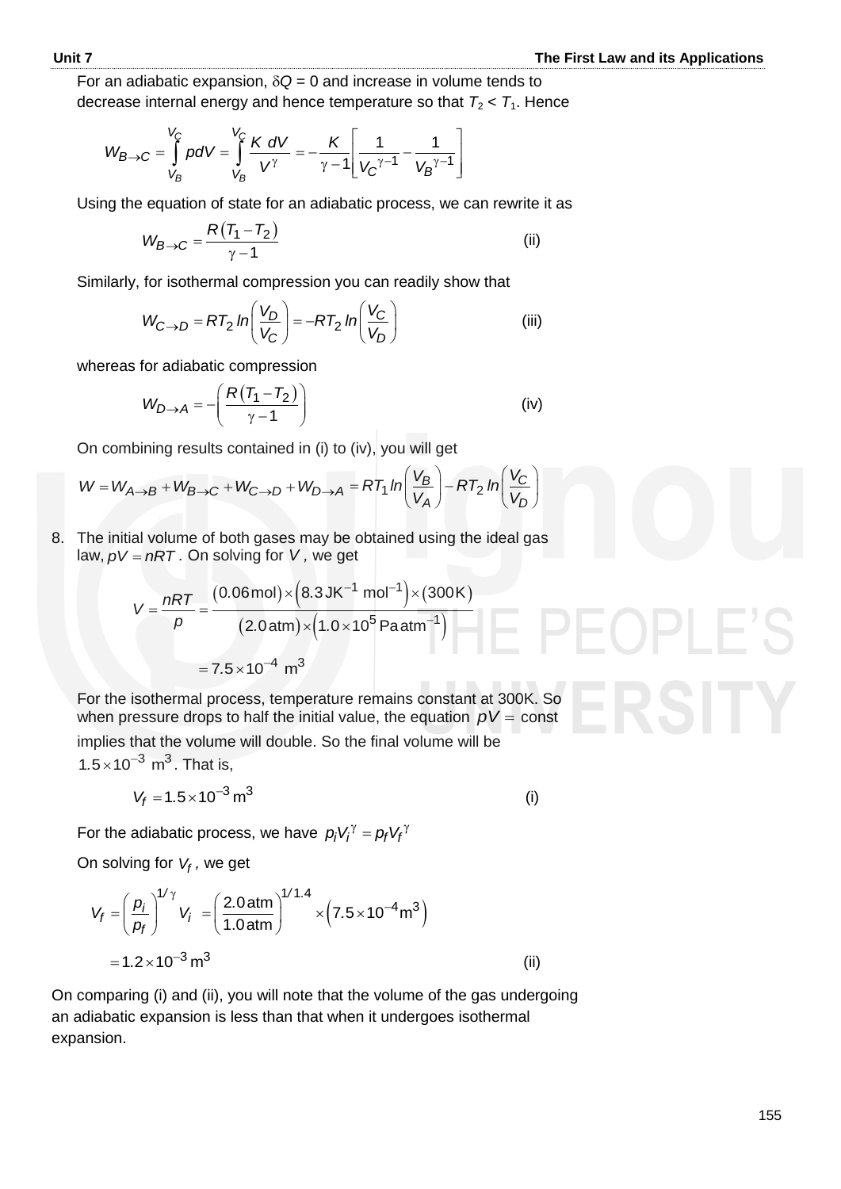For an adiabatic expansion, $\delta Q = 0$ and increase in volume tends to decrease internal energy and hence temperature so that $T_2 < T_1$. Hence

$$W_{B\to C} = \int_{V_B}^{V_C} p dV = \int_{V_B}^{V_C} \frac{K\, dV}{V^{\gamma}} = -\frac{K}{\gamma - 1}\left[\frac{1}{V_C^{\gamma-1}} - \frac{1}{V_B^{\gamma-1}}\right]$$

Using the equation of state for an adiabatic process, we can rewrite it as

$$W_{B\to C} = \frac{R(T_1 - T_2)}{\gamma - 1} \qquad \text{(ii)}$$

Similarly, for isothermal compression you can readily show that

$$W_{C\to D} = RT_2 \ln\left(\frac{V_D}{V_C}\right) = -RT_2 \ln\left(\frac{V_C}{V_D}\right) \qquad \text{(iii)}$$

whereas for adiabatic compression

$$W_{D\to A} = -\left(\frac{R(T_1 - T_2)}{\gamma - 1}\right) \qquad \text{(iv)}$$

On combining results contained in (i) to (iv), you will get

$$W = W_{A\to B} + W_{B\to C} + W_{C\to D} + W_{D\to A} = RT_1 \ln\left(\frac{V_B}{V_A}\right) - RT_2 \ln\left(\frac{V_C}{V_D}\right)$$

8. The initial volume of both gases may be obtained using the ideal gas law, $pV = nRT$. On solving for $V$, we get

$$V = \frac{nRT}{p} = \frac{(0.06\,\text{mol}) \times \left(8.3\,\text{JK}^{-1}\,\text{mol}^{-1}\right) \times (300\,\text{K})}{(2.0\,\text{atm}) \times \left(1.0 \times 10^5\,\text{Pa}\,\text{atm}^{-1}\right)}$$

$$= 7.5 \times 10^{-4}\ \text{m}^3$$

For the isothermal process, temperature remains constant at 300K. So when pressure drops to half the initial value, the equation $pV = \text{const}$ implies that the volume will double. So the final volume will be $1.5 \times 10^{-3}\ \text{m}^3$. That is,

$$V_f = 1.5 \times 10^{-3}\,\text{m}^3 \qquad \text{(i)}$$

For the adiabatic process, we have $p_i V_i^{\gamma} = p_f V_f^{\gamma}$

On solving for $V_f$, we get

$$V_f = \left(\frac{p_i}{p_f}\right)^{1/\gamma} V_i = \left(\frac{2.0\,\text{atm}}{1.0\,\text{atm}}\right)^{1/1.4} \times \left(7.5 \times 10^{-4}\text{m}^3\right)$$

$$= 1.2 \times 10^{-3}\,\text{m}^3 \qquad \text{(ii)}$$

On comparing (i) and (ii), you will note that the volume of the gas undergoing an adiabatic expansion is less than that when it undergoes isothermal expansion.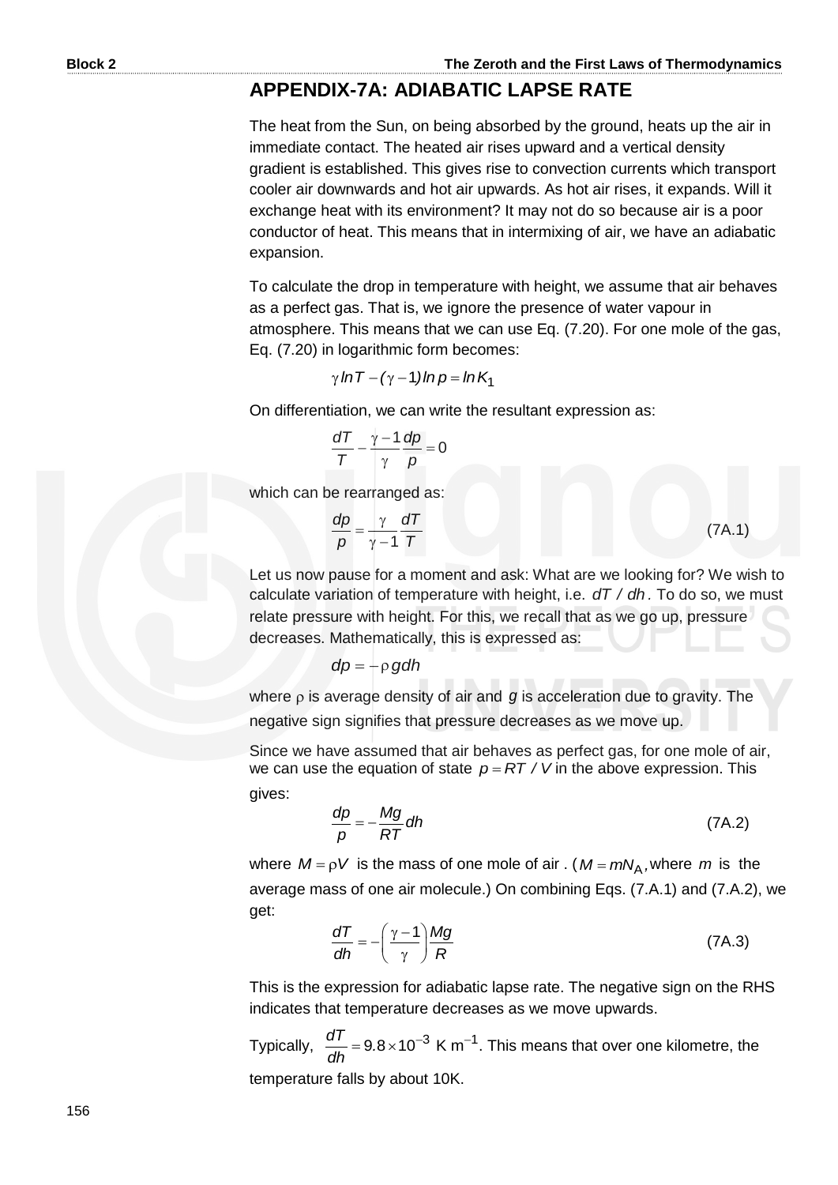## APPENDIX-7A: ADIABATIC LAPSE RATE

The heat from the Sun, on being absorbed by the ground, heats up the air in immediate contact. The heated air rises upward and a vertical density gradient is established. This gives rise to convection currents which transport cooler air downwards and hot air upwards. As hot air rises, it expands. Will it exchange heat with its environment? It may not do so because air is a poor conductor of heat. This means that in intermixing of air, we have an adiabatic expansion.

To calculate the drop in temperature with height, we assume that air behaves as a perfect gas. That is, we ignore the presence of water vapour in atmosphere. This means that we can use Eq. (7.20). For one mole of the gas, Eq. (7.20) in logarithmic form becomes:

$$\gamma \ln T - (\gamma - 1) \ln p = \ln K_1$$

On differentiation, we can write the resultant expression as:

$$\frac{dT}{T} - \frac{\gamma - 1}{\gamma}\frac{dp}{p} = 0$$

which can be rearranged as:

$$\frac{dp}{p} = \frac{\gamma}{\gamma - 1}\frac{dT}{T} \tag{7A.1}$$

Let us now pause for a moment and ask: What are we looking for? We wish to calculate variation of temperature with height, i.e. $dT/dh$. To do so, we must relate pressure with height. For this, we recall that as we go up, pressure decreases. Mathematically, this is expressed as:

$$dp = -\rho g dh$$

where $\rho$ is average density of air and $g$ is acceleration due to gravity. The negative sign signifies that pressure decreases as we move up.

Since we have assumed that air behaves as perfect gas, for one mole of air, we can use the equation of state $p = RT/V$ in the above expression. This gives:

$$\frac{dp}{p} = -\frac{Mg}{RT}dh \tag{7A.2}$$

where $M = \rho V$ is the mass of one mole of air . ($M = mN_A$, where $m$ is the average mass of one air molecule.) On combining Eqs. (7.A.1) and (7.A.2), we get:

$$\frac{dT}{dh} = -\left(\frac{\gamma - 1}{\gamma}\right)\frac{Mg}{R} \tag{7A.3}$$

This is the expression for adiabatic lapse rate. The negative sign on the RHS indicates that temperature decreases as we move upwards.

Typically, $\frac{dT}{dh} = 9.8 \times 10^{-3}$ K m$^{-1}$. This means that over one kilometre, the temperature falls by about 10K.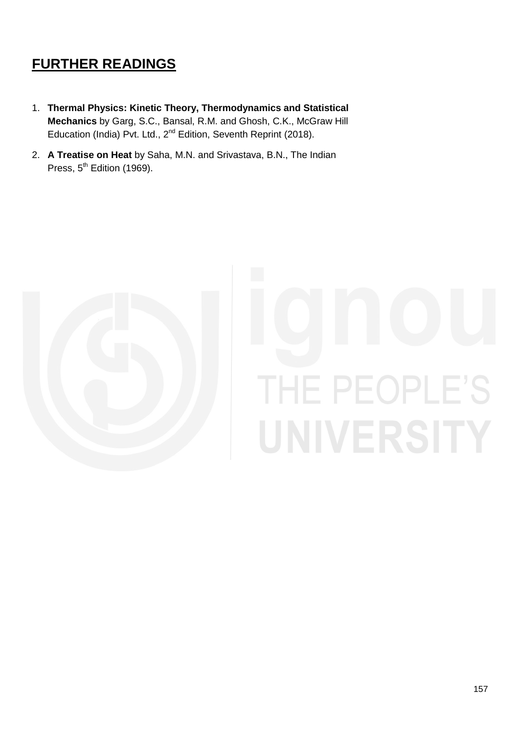# FURTHER READINGS

1. **Thermal Physics: Kinetic Theory, Thermodynamics and Statistical Mechanics** by Garg, S.C., Bansal, R.M. and Ghosh, C.K., McGraw Hill Education (India) Pvt. Ltd., 2nd Edition, Seventh Reprint (2018).
2. **A Treatise on Heat** by Saha, M.N. and Srivastava, B.N., The Indian Press, 5th Edition (1969).